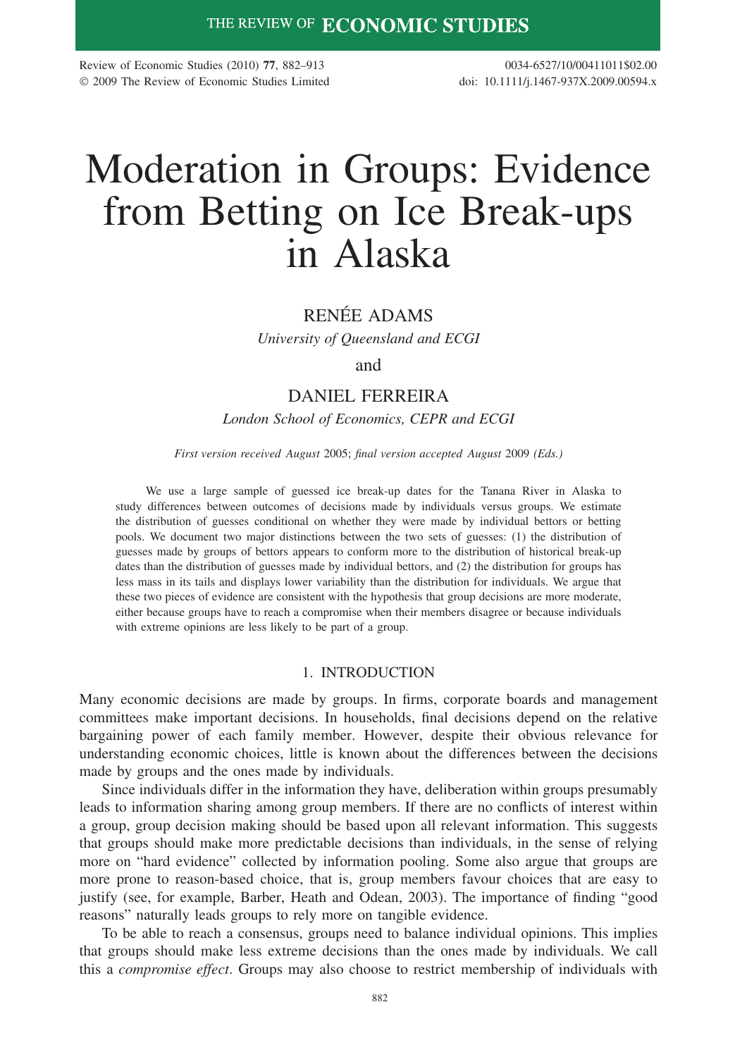# Moderation in Groups: Evidence from Betting on Ice Break-ups in Alaska

RENÉE ADAMS

*University of Queensland and ECGI*

and

DANIEL FERREIRA

*London School of Economics, CEPR and ECGI*

*First version received August 2005; final version accepted August 2009 (Eds.)*

We use a large sample of guessed ice break-up dates for the Tanana River in Alaska to study differences between outcomes of decisions made by individuals versus groups. We estimate the distribution of guesses conditional on whether they were made by individual bettors or betting pools. We document two major distinctions between the two sets of guesses: (1) the distribution of guesses made by groups of bettors appears to conform more to the distribution of historical break-up dates than the distribution of guesses made by individual bettors, and (2) the distribution for groups has less mass in its tails and displays lower variability than the distribution for individuals. We argue that these two pieces of evidence are consistent with the hypothesis that group decisions are more moderate, either because groups have to reach a compromise when their members disagree or because individuals with extreme opinions are less likely to be part of a group.

## 1. INTRODUCTION

Many economic decisions are made by groups. In firms, corporate boards and management committees make important decisions. In households, final decisions depend on the relative bargaining power of each family member. However, despite their obvious relevance for understanding economic choices, little is known about the differences between the decisions made by groups and the ones made by individuals.

Since individuals differ in the information they have, deliberation within groups presumably leads to information sharing among group members. If there are no conflicts of interest within a group, group decision making should be based upon all relevant information. This suggests that groups should make more predictable decisions than individuals, in the sense of relying more on "hard evidence" collected by information pooling. Some also argue that groups are more prone to reason-based choice, that is, group members favour choices that are easy to justify (see, for example, Barber, Heath and Odean, 2003). The importance of finding "good reasons" naturally leads groups to rely more on tangible evidence.

To be able to reach a consensus, groups need to balance individual opinions. This implies that groups should make less extreme decisions than the ones made by individuals. We call this a *compromise effect*. Groups may also choose to restrict membership of individuals with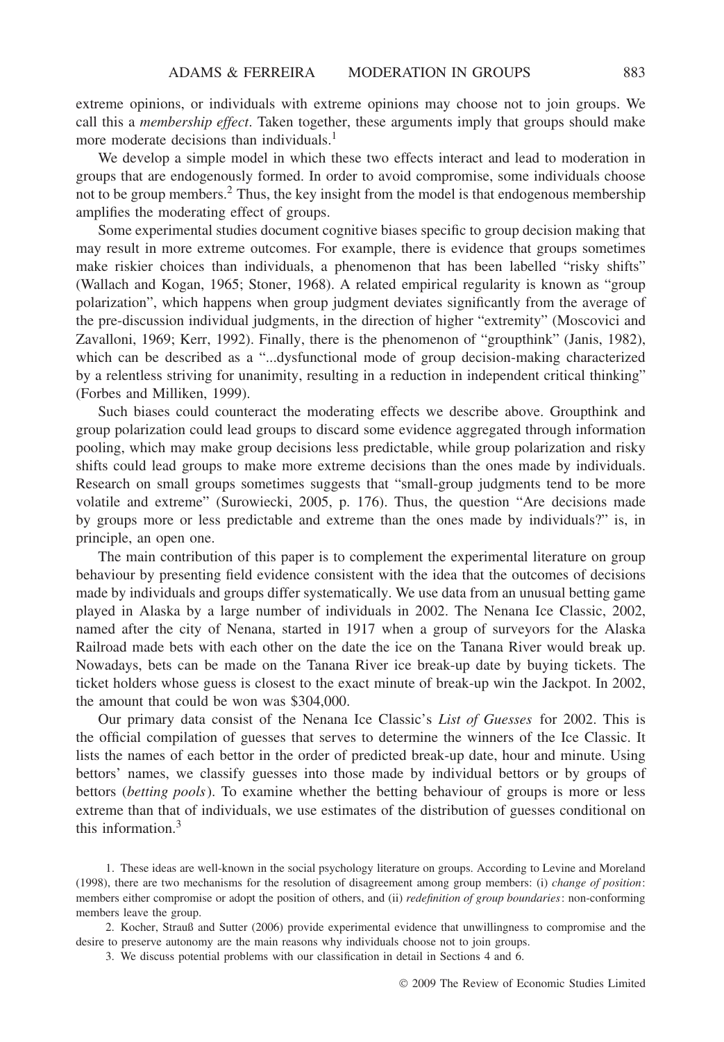extreme opinions, or individuals with extreme opinions may choose not to join groups. We call this a *membership effect*. Taken together, these arguments imply that groups should make more moderate decisions than individuals.[1]

We develop a simple model in which these two effects interact and lead to moderation in groups that are endogenously formed. In order to avoid compromise, some individuals choose not to be group members.[2] Thus, the key insight from the model is that endogenous membership amplifies the moderating effect of groups.

Some experimental studies document cognitive biases specific to group decision making that may result in more extreme outcomes. For example, there is evidence that groups sometimes make riskier choices than individuals, a phenomenon that has been labelled "risky shifts" (Wallach and Kogan, 1965; Stoner, 1968). A related empirical regularity is known as "group polarization", which happens when group judgment deviates significantly from the average of the pre-discussion individual judgments, in the direction of higher "extremity" (Moscovici and Zavalloni, 1969; Kerr, 1992). Finally, there is the phenomenon of "groupthink" (Janis, 1982), which can be described as a "...dysfunctional mode of group decision-making characterized by a relentless striving for unanimity, resulting in a reduction in independent critical thinking" (Forbes and Milliken, 1999).

Such biases could counteract the moderating effects we describe above. Groupthink and group polarization could lead groups to discard some evidence aggregated through information pooling, which may make group decisions less predictable, while group polarization and risky shifts could lead groups to make more extreme decisions than the ones made by individuals. Research on small groups sometimes suggests that "small-group judgments tend to be more volatile and extreme" (Surowiecki, 2005, p. 176). Thus, the question "Are decisions made by groups more or less predictable and extreme than the ones made by individuals?" is, in principle, an open one.

The main contribution of this paper is to complement the experimental literature on group behaviour by presenting field evidence consistent with the idea that the outcomes of decisions made by individuals and groups differ systematically. We use data from an unusual betting game played in Alaska by a large number of individuals in 2002. The Nenana Ice Classic, 2002, named after the city of Nenana, started in 1917 when a group of surveyors for the Alaska Railroad made bets with each other on the date the ice on the Tanana River would break up. Nowadays, bets can be made on the Tanana River ice break-up date by buying tickets. The ticket holders whose guess is closest to the exact minute of break-up win the Jackpot. In 2002, the amount that could be won was \$304,000.

Our primary data consist of the Nenana Ice Classic's *List of Guesses* for 2002. This is the official compilation of guesses that serves to determine the winners of the Ice Classic. It lists the names of each bettor in the order of predicted break-up date, hour and minute. Using bettors' names, we classify guesses into those made by individual bettors or by groups of bettors (*betting pools*). To examine whether the betting behaviour of groups is more or less extreme than that of individuals, we use estimates of the distribution of guesses conditional on this information.[3]

1. These ideas are well-known in the social psychology literature on groups. According to Levine and Moreland (1998), there are two mechanisms for the resolution of disagreement among group members: (i) *change of position*: members either compromise or adopt the position of others, and (ii) *redefinition of group boundaries*: non-conforming members leave the group.

2. Kocher, Strauß and Sutter (2006) provide experimental evidence that unwillingness to compromise and the desire to preserve autonomy are the main reasons why individuals choose not to join groups.

3. We discuss potential problems with our classification in detail in Sections 4 and 6.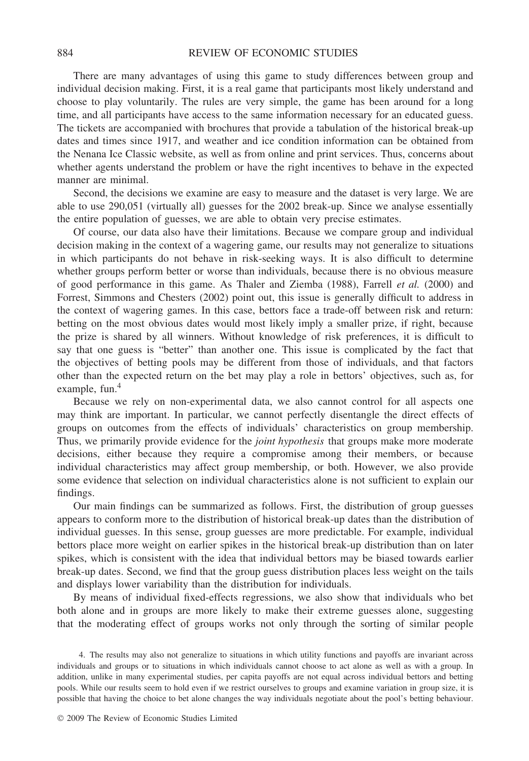There are many advantages of using this game to study differences between group and individual decision making. First, it is a real game that participants most likely understand and choose to play voluntarily. The rules are very simple, the game has been around for a long time, and all participants have access to the same information necessary for an educated guess. The tickets are accompanied with brochures that provide a tabulation of the historical break-up dates and times since 1917, and weather and ice condition information can be obtained from the Nenana Ice Classic website, as well as from online and print services. Thus, concerns about whether agents understand the problem or have the right incentives to behave in the expected manner are minimal.

Second, the decisions we examine are easy to measure and the dataset is very large. We are able to use 290,051 (virtually all) guesses for the 2002 break-up. Since we analyse essentially the entire population of guesses, we are able to obtain very precise estimates.

Of course, our data also have their limitations. Because we compare group and individual decision making in the context of a wagering game, our results may not generalize to situations in which participants do not behave in risk-seeking ways. It is also difficult to determine whether groups perform better or worse than individuals, because there is no obvious measure of good performance in this game. As Thaler and Ziemba (1988), Farrell *et al.* (2000) and Forrest, Simmons and Chesters (2002) point out, this issue is generally difficult to address in the context of wagering games. In this case, bettors face a trade-off between risk and return: betting on the most obvious dates would most likely imply a smaller prize, if right, because the prize is shared by all winners. Without knowledge of risk preferences, it is difficult to say that one guess is "better" than another one. This issue is complicated by the fact that the objectives of betting pools may be different from those of individuals, and that factors other than the expected return on the bet may play a role in bettors' objectives, such as, for example, fun.[4]

Because we rely on non-experimental data, we also cannot control for all aspects one may think are important. In particular, we cannot perfectly disentangle the direct effects of groups on outcomes from the effects of individuals' characteristics on group membership. Thus, we primarily provide evidence for the *joint hypothesis* that groups make more moderate decisions, either because they require a compromise among their members, or because individual characteristics may affect group membership, or both. However, we also provide some evidence that selection on individual characteristics alone is not sufficient to explain our findings.

Our main findings can be summarized as follows. First, the distribution of group guesses appears to conform more to the distribution of historical break-up dates than the distribution of individual guesses. In this sense, group guesses are more predictable. For example, individual bettors place more weight on earlier spikes in the historical break-up distribution than on later spikes, which is consistent with the idea that individual bettors may be biased towards earlier break-up dates. Second, we find that the group guess distribution places less weight on the tails and displays lower variability than the distribution for individuals.

By means of individual fixed-effects regressions, we also show that individuals who bet both alone and in groups are more likely to make their extreme guesses alone, suggesting that the moderating effect of groups works not only through the sorting of similar people

4. The results may also not generalize to situations in which utility functions and payoffs are invariant across individuals and groups or to situations in which individuals cannot choose to act alone as well as with a group. In addition, unlike in many experimental studies, per capita payoffs are not equal across individual bettors and betting pools. While our results seem to hold even if we restrict ourselves to groups and examine variation in group size, it is possible that having the choice to bet alone changes the way individuals negotiate about the pool's betting behaviour.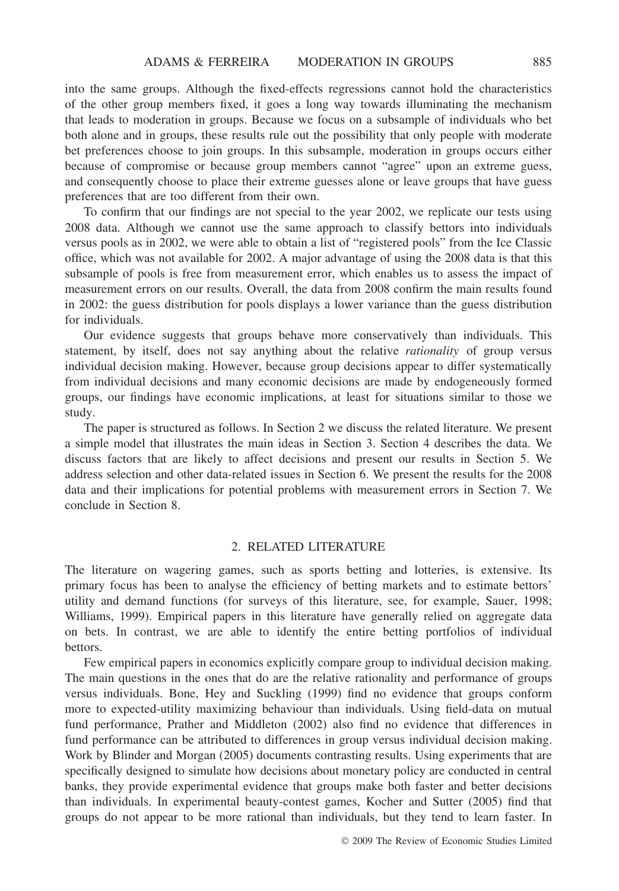into the same groups. Although the fixed-effects regressions cannot hold the characteristics of the other group members fixed, it goes a long way towards illuminating the mechanism that leads to moderation in groups. Because we focus on a subsample of individuals who bet both alone and in groups, these results rule out the possibility that only people with moderate bet preferences choose to join groups. In this subsample, moderation in groups occurs either because of compromise or because group members cannot "agree" upon an extreme guess, and consequently choose to place their extreme guesses alone or leave groups that have guess preferences that are too different from their own.

To confirm that our findings are not special to the year 2002, we replicate our tests using 2008 data. Although we cannot use the same approach to classify bettors into individuals versus pools as in 2002, we were able to obtain a list of "registered pools" from the Ice Classic office, which was not available for 2002. A major advantage of using the 2008 data is that this subsample of pools is free from measurement error, which enables us to assess the impact of measurement errors on our results. Overall, the data from 2008 confirm the main results found in 2002: the guess distribution for pools displays a lower variance than the guess distribution for individuals.

Our evidence suggests that groups behave more conservatively than individuals. This statement, by itself, does not say anything about the relative *rationality* of group versus individual decision making. However, because group decisions appear to differ systematically from individual decisions and many economic decisions are made by endogeneously formed groups, our findings have economic implications, at least for situations similar to those we study.

The paper is structured as follows. In Section 2 we discuss the related literature. We present a simple model that illustrates the main ideas in Section 3. Section 4 describes the data. We discuss factors that are likely to affect decisions and present our results in Section 5. We address selection and other data-related issues in Section 6. We present the results for the 2008 data and their implications for potential problems with measurement errors in Section 7. We conclude in Section 8.

## 2. RELATED LITERATURE

The literature on wagering games, such as sports betting and lotteries, is extensive. Its primary focus has been to analyse the efficiency of betting markets and to estimate bettors' utility and demand functions (for surveys of this literature, see, for example, Sauer, 1998; Williams, 1999). Empirical papers in this literature have generally relied on aggregate data on bets. In contrast, we are able to identify the entire betting portfolios of individual bettors.

Few empirical papers in economics explicitly compare group to individual decision making. The main questions in the ones that do are the relative rationality and performance of groups versus individuals. Bone, Hey and Suckling (1999) find no evidence that groups conform more to expected-utility maximizing behaviour than individuals. Using field-data on mutual fund performance, Prather and Middleton (2002) also find no evidence that differences in fund performance can be attributed to differences in group versus individual decision making. Work by Blinder and Morgan (2005) documents contrasting results. Using experiments that are specifically designed to simulate how decisions about monetary policy are conducted in central banks, they provide experimental evidence that groups make both faster and better decisions than individuals. In experimental beauty-contest games, Kocher and Sutter (2005) find that groups do not appear to be more rational than individuals, but they tend to learn faster. In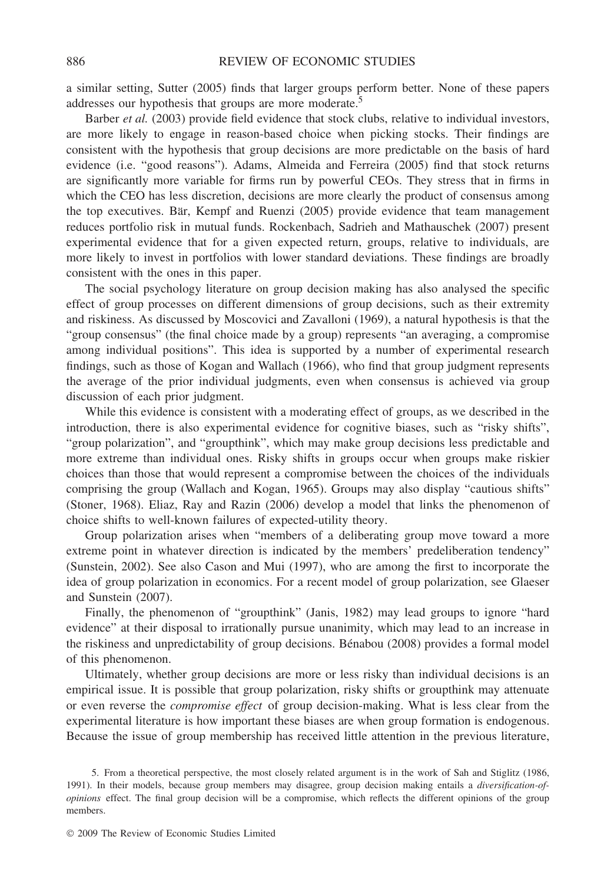a similar setting, Sutter (2005) finds that larger groups perform better. None of these papers addresses our hypothesis that groups are more moderate.[5]

Barber *et al.* (2003) provide field evidence that stock clubs, relative to individual investors, are more likely to engage in reason-based choice when picking stocks. Their findings are consistent with the hypothesis that group decisions are more predictable on the basis of hard evidence (i.e. "good reasons"). Adams, Almeida and Ferreira (2005) find that stock returns are significantly more variable for firms run by powerful CEOs. They stress that in firms in which the CEO has less discretion, decisions are more clearly the product of consensus among the top executives. Bär, Kempf and Ruenzi (2005) provide evidence that team management reduces portfolio risk in mutual funds. Rockenbach, Sadrieh and Mathauschek (2007) present experimental evidence that for a given expected return, groups, relative to individuals, are more likely to invest in portfolios with lower standard deviations. These findings are broadly consistent with the ones in this paper.

The social psychology literature on group decision making has also analysed the specific effect of group processes on different dimensions of group decisions, such as their extremity and riskiness. As discussed by Moscovici and Zavalloni (1969), a natural hypothesis is that the "group consensus" (the final choice made by a group) represents "an averaging, a compromise among individual positions". This idea is supported by a number of experimental research findings, such as those of Kogan and Wallach (1966), who find that group judgment represents the average of the prior individual judgments, even when consensus is achieved via group discussion of each prior judgment.

While this evidence is consistent with a moderating effect of groups, as we described in the introduction, there is also experimental evidence for cognitive biases, such as "risky shifts", "group polarization", and "groupthink", which may make group decisions less predictable and more extreme than individual ones. Risky shifts in groups occur when groups make riskier choices than those that would represent a compromise between the choices of the individuals comprising the group (Wallach and Kogan, 1965). Groups may also display "cautious shifts" (Stoner, 1968). Eliaz, Ray and Razin (2006) develop a model that links the phenomenon of choice shifts to well-known failures of expected-utility theory.

Group polarization arises when "members of a deliberating group move toward a more extreme point in whatever direction is indicated by the members' predeliberation tendency" (Sunstein, 2002). See also Cason and Mui (1997), who are among the first to incorporate the idea of group polarization in economics. For a recent model of group polarization, see Glaeser and Sunstein (2007).

Finally, the phenomenon of "groupthink" (Janis, 1982) may lead groups to ignore "hard evidence" at their disposal to irrationally pursue unanimity, which may lead to an increase in the riskiness and unpredictability of group decisions. Bénabou (2008) provides a formal model of this phenomenon.

Ultimately, whether group decisions are more or less risky than individual decisions is an empirical issue. It is possible that group polarization, risky shifts or groupthink may attenuate or even reverse the *compromise effect* of group decision-making. What is less clear from the experimental literature is how important these biases are when group formation is endogenous. Because the issue of group membership has received little attention in the previous literature,

5. From a theoretical perspective, the most closely related argument is in the work of Sah and Stiglitz (1986, 1991). In their models, because group members may disagree, group decision making entails a *diversification-of-opinions* effect. The final group decision will be a compromise, which reflects the different opinions of the group members.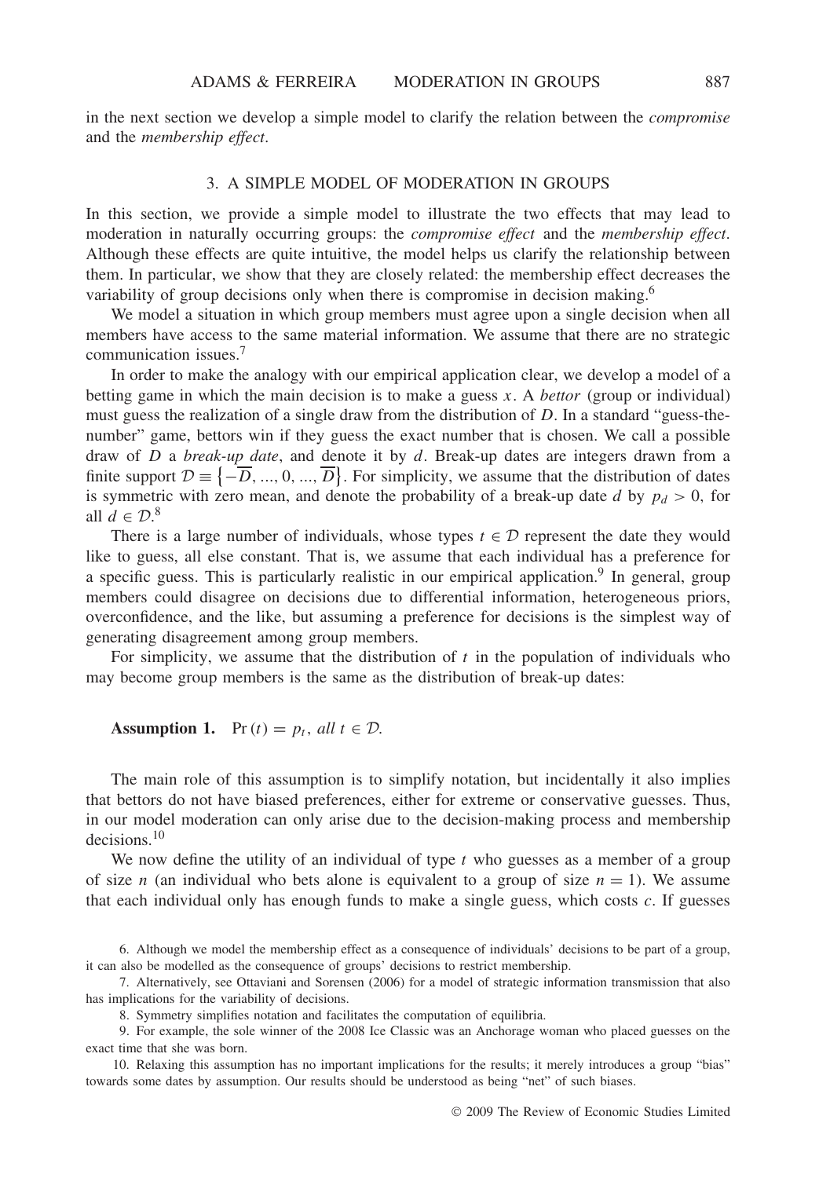in the next section we develop a simple model to clarify the relation between the *compromise* and the *membership effect*.

## 3. A SIMPLE MODEL OF MODERATION IN GROUPS

In this section, we provide a simple model to illustrate the two effects that may lead to moderation in naturally occurring groups: the *compromise effect* and the *membership effect*. Although these effects are quite intuitive, the model helps us clarify the relationship between them. In particular, we show that they are closely related: the membership effect decreases the variability of group decisions only when there is compromise in decision making.[6]

We model a situation in which group members must agree upon a single decision when all members have access to the same material information. We assume that there are no strategic communication issues.[7]

In order to make the analogy with our empirical application clear, we develop a model of a betting game in which the main decision is to make a guess $x$. A *bettor* (group or individual) must guess the realization of a single draw from the distribution of $D$. In a standard "guess-the-number" game, bettors win if they guess the exact number that is chosen. We call a possible draw of $D$ a *break-up date*, and denote it by $d$. Break-up dates are integers drawn from a finite support $\mathcal{D} \equiv \{-\overline{D}, ..., 0, ..., \overline{D}\}$. For simplicity, we assume that the distribution of dates is symmetric with zero mean, and denote the probability of a break-up date $d$ by $p_d > 0$, for all $d \in \mathcal{D}$.[8]

There is a large number of individuals, whose types $t \in \mathcal{D}$ represent the date they would like to guess, all else constant. That is, we assume that each individual has a preference for a specific guess. This is particularly realistic in our empirical application.[9] In general, group members could disagree on decisions due to differential information, heterogeneous priors, overconfidence, and the like, but assuming a preference for decisions is the simplest way of generating disagreement among group members.

For simplicity, we assume that the distribution of $t$ in the population of individuals who may become group members is the same as the distribution of break-up dates:

**Assumption 1.** $\Pr(t) = p_t$, *all* $t \in \mathcal{D}$.

The main role of this assumption is to simplify notation, but incidentally it also implies that bettors do not have biased preferences, either for extreme or conservative guesses. Thus, in our model moderation can only arise due to the decision-making process and membership decisions.[10]

We now define the utility of an individual of type $t$ who guesses as a member of a group of size $n$ (an individual who bets alone is equivalent to a group of size $n = 1$). We assume that each individual only has enough funds to make a single guess, which costs $c$. If guesses

6. Although we model the membership effect as a consequence of individuals' decisions to be part of a group, it can also be modelled as the consequence of groups' decisions to restrict membership.

7. Alternatively, see Ottaviani and Sorensen (2006) for a model of strategic information transmission that also has implications for the variability of decisions.

8. Symmetry simplifies notation and facilitates the computation of equilibria.

9. For example, the sole winner of the 2008 Ice Classic was an Anchorage woman who placed guesses on the exact time that she was born.

10. Relaxing this assumption has no important implications for the results; it merely introduces a group "bias" towards some dates by assumption. Our results should be understood as being "net" of such biases.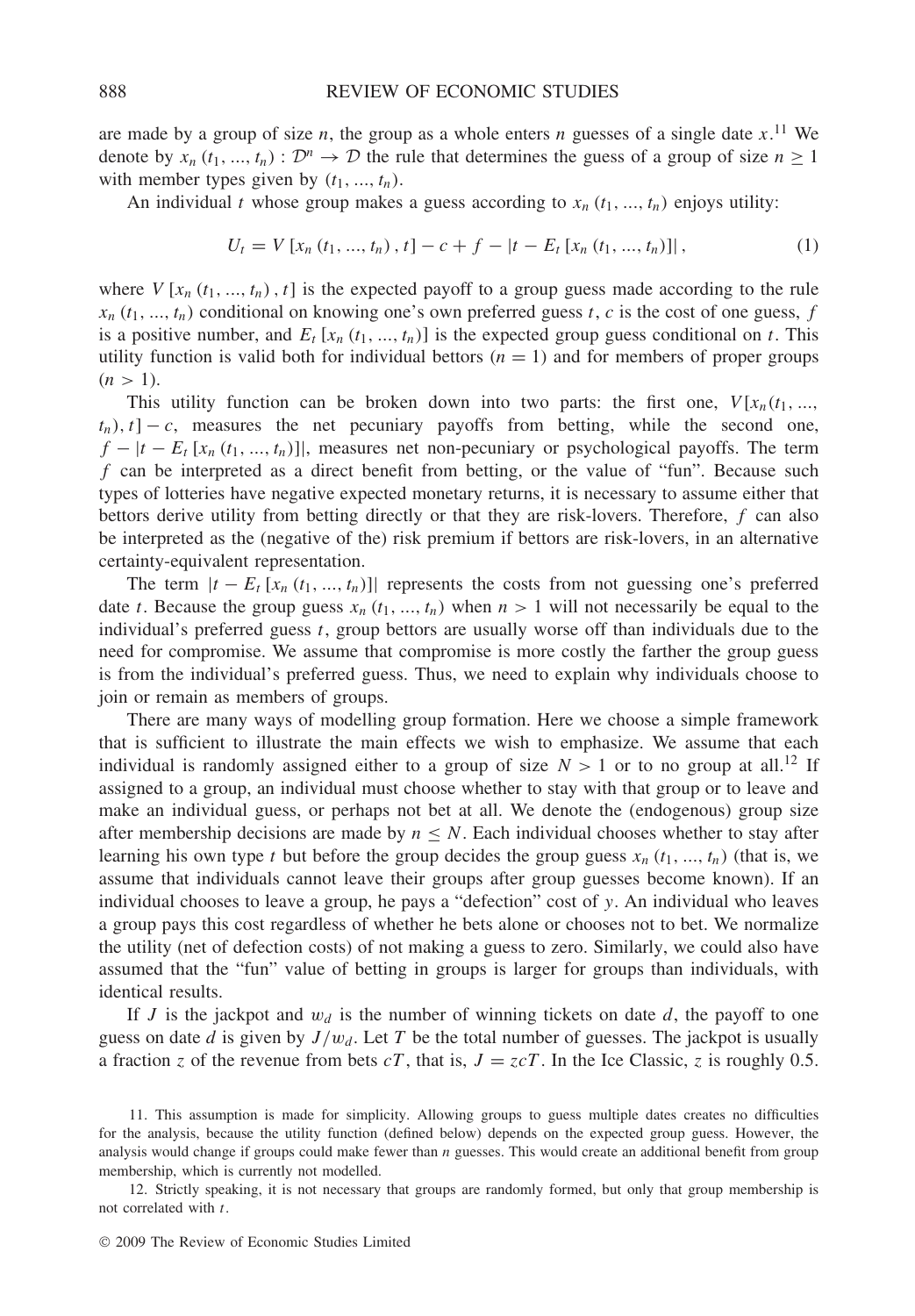are made by a group of size $n$, the group as a whole enters $n$ guesses of a single date $x$.[11] We denote by $x_n(t_1, ..., t_n) : \mathcal{D}^n \to \mathcal{D}$ the rule that determines the guess of a group of size $n \geq 1$ with member types given by $(t_1, ..., t_n)$.

An individual $t$ whose group makes a guess according to $x_n(t_1, ..., t_n)$ enjoys utility:

$$U_t = V[x_n(t_1, ..., t_n), t] - c + f - |t - E_t[x_n(t_1, ..., t_n)]|, \tag{1}$$

where $V[x_n(t_1, ..., t_n), t]$ is the expected payoff to a group guess made according to the rule $x_n(t_1, ..., t_n)$ conditional on knowing one's own preferred guess $t$, $c$ is the cost of one guess, $f$ is a positive number, and $E_t[x_n(t_1, ..., t_n)]$ is the expected group guess conditional on $t$. This utility function is valid both for individual bettors ($n = 1$) and for members of proper groups ($n > 1$).

This utility function can be broken down into two parts: the first one, $V[x_n(t_1, ..., t_n), t] - c$, measures the net pecuniary payoffs from betting, while the second one, $f - |t - E_t[x_n(t_1, ..., t_n)]|$, measures net non-pecuniary or psychological payoffs. The term $f$ can be interpreted as a direct benefit from betting, or the value of "fun". Because such types of lotteries have negative expected monetary returns, it is necessary to assume either that bettors derive utility from betting directly or that they are risk-lovers. Therefore, $f$ can also be interpreted as the (negative of the) risk premium if bettors are risk-lovers, in an alternative certainty-equivalent representation.

The term $|t - E_t[x_n(t_1, ..., t_n)]|$ represents the costs from not guessing one's preferred date $t$. Because the group guess $x_n(t_1, ..., t_n)$ when $n > 1$ will not necessarily be equal to the individual's preferred guess $t$, group bettors are usually worse off than individuals due to the need for compromise. We assume that compromise is more costly the farther the group guess is from the individual's preferred guess. Thus, we need to explain why individuals choose to join or remain as members of groups.

There are many ways of modelling group formation. Here we choose a simple framework that is sufficient to illustrate the main effects we wish to emphasize. We assume that each individual is randomly assigned either to a group of size $N > 1$ or to no group at all.[12] If assigned to a group, an individual must choose whether to stay with that group or to leave and make an individual guess, or perhaps not bet at all. We denote the (endogenous) group size after membership decisions are made by $n \leq N$. Each individual chooses whether to stay after learning his own type $t$ but before the group decides the group guess $x_n(t_1, ..., t_n)$ (that is, we assume that individuals cannot leave their groups after group guesses become known). If an individual chooses to leave a group, he pays a "defection" cost of $y$. An individual who leaves a group pays this cost regardless of whether he bets alone or chooses not to bet. We normalize the utility (net of defection costs) of not making a guess to zero. Similarly, we could also have assumed that the "fun" value of betting in groups is larger for groups than individuals, with identical results.

If $J$ is the jackpot and $w_d$ is the number of winning tickets on date $d$, the payoff to one guess on date $d$ is given by $J/w_d$. Let $T$ be the total number of guesses. The jackpot is usually a fraction $z$ of the revenue from bets $cT$, that is, $J = zcT$. In the Ice Classic, $z$ is roughly 0.5.

11. This assumption is made for simplicity. Allowing groups to guess multiple dates creates no difficulties for the analysis, because the utility function (defined below) depends on the expected group guess. However, the analysis would change if groups could make fewer than $n$ guesses. This would create an additional benefit from group membership, which is currently not modelled.

12. Strictly speaking, it is not necessary that groups are randomly formed, but only that group membership is not correlated with $t$.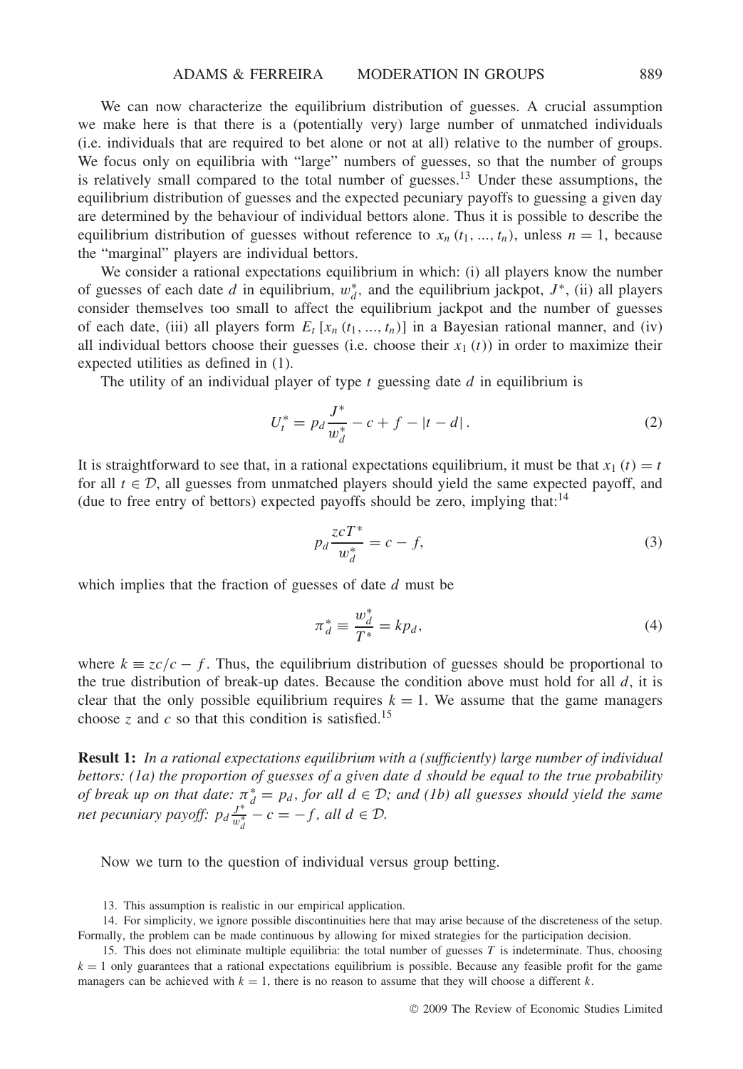We can now characterize the equilibrium distribution of guesses. A crucial assumption we make here is that there is a (potentially very) large number of unmatched individuals (i.e. individuals that are required to bet alone or not at all) relative to the number of groups. We focus only on equilibria with "large" numbers of guesses, so that the number of groups is relatively small compared to the total number of guesses.[13] Under these assumptions, the equilibrium distribution of guesses and the expected pecuniary payoffs to guessing a given day are determined by the behaviour of individual bettors alone. Thus it is possible to describe the equilibrium distribution of guesses without reference to $x_n(t_1, ..., t_n)$, unless $n = 1$, because the "marginal" players are individual bettors.

We consider a rational expectations equilibrium in which: (i) all players know the number of guesses of each date $d$ in equilibrium, $w_d^*$, and the equilibrium jackpot, $J^*$, (ii) all players consider themselves too small to affect the equilibrium jackpot and the number of guesses of each date, (iii) all players form $E_t[x_n(t_1, ..., t_n)]$ in a Bayesian rational manner, and (iv) all individual bettors choose their guesses (i.e. choose their $x_1(t)$) in order to maximize their expected utilities as defined in (1).

The utility of an individual player of type $t$ guessing date $d$ in equilibrium is

$$U_t^* = p_d \frac{J^*}{w_d^*} - c + f - |t - d|. \tag{2}$$

It is straightforward to see that, in a rational expectations equilibrium, it must be that $x_1(t) = t$ for all $t \in \mathcal{D}$, all guesses from unmatched players should yield the same expected payoff, and (due to free entry of bettors) expected payoffs should be zero, implying that:[14]

$$p_d \frac{zcT^*}{w_d^*} = c - f, \tag{3}$$

which implies that the fraction of guesses of date $d$ must be

$$\pi_d^* \equiv \frac{w_d^*}{T^*} = kp_d, \tag{4}$$

where $k \equiv zc/c - f$. Thus, the equilibrium distribution of guesses should be proportional to the true distribution of break-up dates. Because the condition above must hold for all $d$, it is clear that the only possible equilibrium requires $k = 1$. We assume that the game managers choose $z$ and $c$ so that this condition is satisfied.[15]

**Result 1:** *In a rational expectations equilibrium with a (sufficiently) large number of individual bettors: (1a) the proportion of guesses of a given date $d$ should be equal to the true probability of break up on that date: $\pi_d^* = p_d$, for all $d \in \mathcal{D}$; and (1b) all guesses should yield the same net pecuniary payoff: $p_d \frac{J^*}{w_d^*} - c = -f$, all $d \in \mathcal{D}$.*

Now we turn to the question of individual versus group betting.

13. This assumption is realistic in our empirical application.

14. For simplicity, we ignore possible discontinuities here that may arise because of the discreteness of the setup. Formally, the problem can be made continuous by allowing for mixed strategies for the participation decision.

15. This does not eliminate multiple equilibria: the total number of guesses $T$ is indeterminate. Thus, choosing $k = 1$ only guarantees that a rational expectations equilibrium is possible. Because any feasible profit for the game managers can be achieved with $k = 1$, there is no reason to assume that they will choose a different $k$.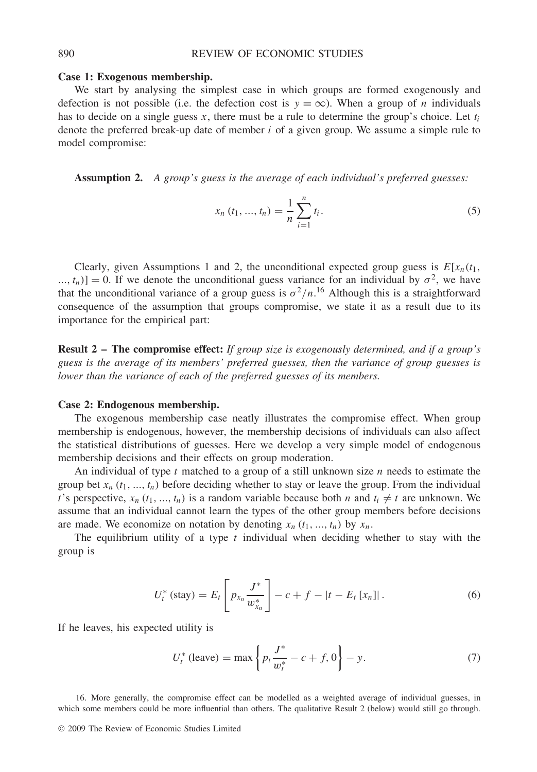**Case 1: Exogenous membership.**

We start by analysing the simplest case in which groups are formed exogenously and defection is not possible (i.e. the defection cost is $y = \infty$). When a group of $n$ individuals has to decide on a single guess $x$, there must be a rule to determine the group's choice. Let $t_i$ denote the preferred break-up date of member $i$ of a given group. We assume a simple rule to model compromise:

**Assumption 2.** *A group's guess is the average of each individual's preferred guesses:*

$$x_n(t_1, ..., t_n) = \frac{1}{n} \sum_{i=1}^{n} t_i. \tag{5}$$

Clearly, given Assumptions 1 and 2, the unconditional expected group guess is $E[x_n(t_1, ..., t_n)] = 0$. If we denote the unconditional guess variance for an individual by $\sigma^2$, we have that the unconditional variance of a group guess is $\sigma^2/n$.[16] Although this is a straightforward consequence of the assumption that groups compromise, we state it as a result due to its importance for the empirical part:

**Result 2 – The compromise effect:** *If group size is exogenously determined, and if a group's guess is the average of its members' preferred guesses, then the variance of group guesses is lower than the variance of each of the preferred guesses of its members.*

**Case 2: Endogenous membership.**

The exogenous membership case neatly illustrates the compromise effect. When group membership is endogenous, however, the membership decisions of individuals can also affect the statistical distributions of guesses. Here we develop a very simple model of endogenous membership decisions and their effects on group moderation.

An individual of type $t$ matched to a group of a still unknown size $n$ needs to estimate the group bet $x_n(t_1, ..., t_n)$ before deciding whether to stay or leave the group. From the individual $t$'s perspective, $x_n(t_1, ..., t_n)$ is a random variable because both $n$ and $t_i \neq t$ are unknown. We assume that an individual cannot learn the types of the other group members before decisions are made. We economize on notation by denoting $x_n(t_1, ..., t_n)$ by $x_n$.

The equilibrium utility of a type $t$ individual when deciding whether to stay with the group is

$$U_t^*(\text{stay}) = E_t\left[p_{x_n} \frac{J^*}{w_{x_n}^*}\right] - c + f - |t - E_t[x_n]|. \tag{6}$$

If he leaves, his expected utility is

$$U_t^*(\text{leave}) = \max\left\{p_t \frac{J^*}{w_t^*} - c + f, 0\right\} - y. \tag{7}$$

16. More generally, the compromise effect can be modelled as a weighted average of individual guesses, in which some members could be more influential than others. The qualitative Result 2 (below) would still go through.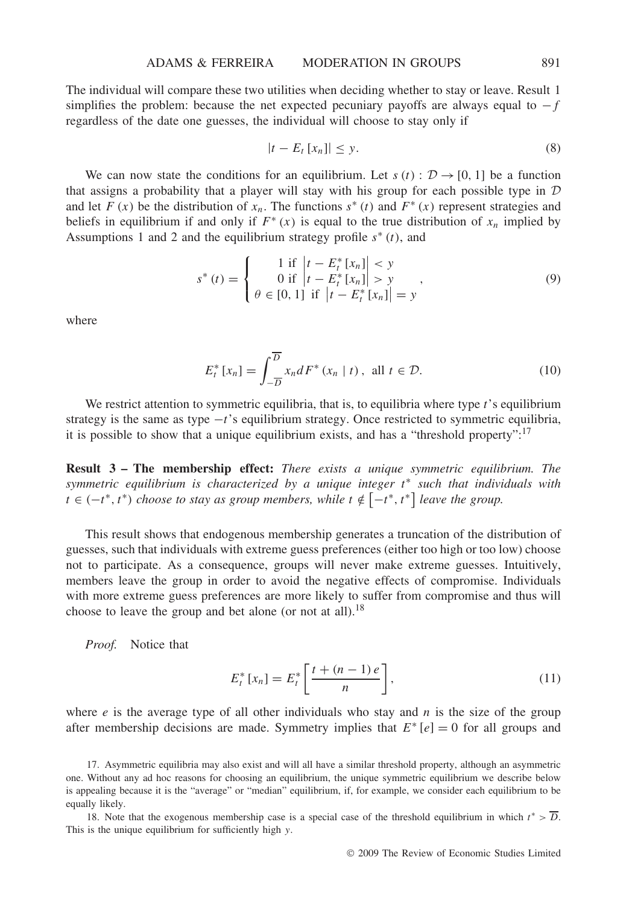The individual will compare these two utilities when deciding whether to stay or leave. Result 1 simplifies the problem: because the net expected pecuniary payoffs are always equal to $-f$ regardless of the date one guesses, the individual will choose to stay only if

$$|t - E_t[x_n]| \leq y. \tag{8}$$

We can now state the conditions for an equilibrium. Let $s(t) : \mathcal{D} \to [0, 1]$ be a function that assigns a probability that a player will stay with his group for each possible type in $\mathcal{D}$ and let $F(x)$ be the distribution of $x_n$. The functions $s^*(t)$ and $F^*(x)$ represent strategies and beliefs in equilibrium if and only if $F^*(x)$ is equal to the true distribution of $x_n$ implied by Assumptions 1 and 2 and the equilibrium strategy profile $s^*(t)$, and

$$s^*(t) = \begin{cases} 1 \text{ if } \left|t - E_t^*[x_n]\right| < y \\ 0 \text{ if } \left|t - E_t^*[x_n]\right| > y \\ \theta \in [0, 1] \text{ if } \left|t - E_t^*[x_n]\right| = y \end{cases}, \tag{9}$$

where

$$E_t^*[x_n] = \int_{-\overline{D}}^{\overline{D}} x_n dF^*(x_n \mid t), \text{ all } t \in \mathcal{D}. \tag{10}$$

We restrict attention to symmetric equilibria, that is, to equilibria where type $t$'s equilibrium strategy is the same as type $-t$'s equilibrium strategy. Once restricted to symmetric equilibria, it is possible to show that a unique equilibrium exists, and has a "threshold property":[17]

**Result 3 – The membership effect:** *There exists a unique symmetric equilibrium. The symmetric equilibrium is characterized by a unique integer $t^*$ such that individuals with $t \in (-t^*, t^*)$ choose to stay as group members, while $t \notin \left[-t^*, t^*\right]$ leave the group.*

This result shows that endogenous membership generates a truncation of the distribution of guesses, such that individuals with extreme guess preferences (either too high or too low) choose not to participate. As a consequence, groups will never make extreme guesses. Intuitively, members leave the group in order to avoid the negative effects of compromise. Individuals with more extreme guess preferences are more likely to suffer from compromise and thus will choose to leave the group and bet alone (or not at all).[18]

*Proof.* Notice that

$$E_t^*[x_n] = E_t^*\left[\frac{t + (n-1)e}{n}\right], \tag{11}$$

where $e$ is the average type of all other individuals who stay and $n$ is the size of the group after membership decisions are made. Symmetry implies that $E^*[e] = 0$ for all groups and

17. Asymmetric equilibria may also exist and will all have a similar threshold property, although an asymmetric one. Without any ad hoc reasons for choosing an equilibrium, the unique symmetric equilibrium we describe below is appealing because it is the "average" or "median" equilibrium, if, for example, we consider each equilibrium to be equally likely.

18. Note that the exogenous membership case is a special case of the threshold equilibrium in which $t^* > \overline{D}$. This is the unique equilibrium for sufficiently high $y$.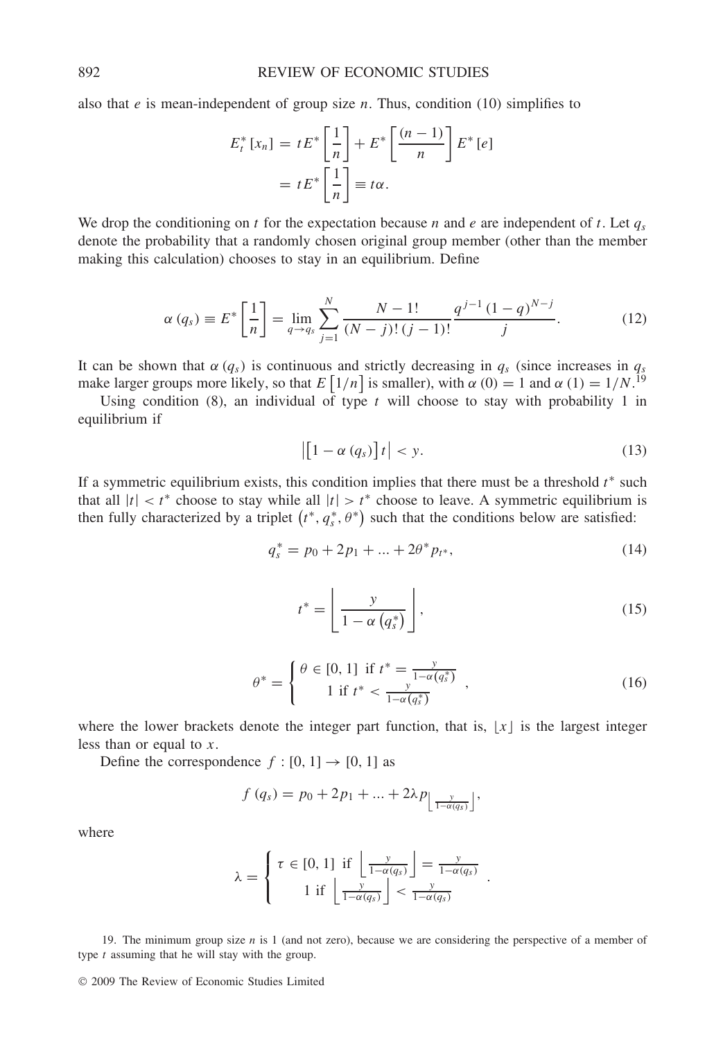also that $e$ is mean-independent of group size $n$. Thus, condition (10) simplifies to

$$E_t^*[x_n] = tE^*\left[\frac{1}{n}\right] + E^*\left[\frac{(n-1)}{n}\right]E^*[e]$$
$$= tE^*\left[\frac{1}{n}\right] \equiv t\alpha.$$

We drop the conditioning on $t$ for the expectation because $n$ and $e$ are independent of $t$. Let $q_s$ denote the probability that a randomly chosen original group member (other than the member making this calculation) chooses to stay in an equilibrium. Define

$$\alpha(q_s) \equiv E^*\left[\frac{1}{n}\right] = \lim_{q \to q_s} \sum_{j=1}^{N} \frac{N-1!}{(N-j)!\,(j-1)!} \frac{q^{j-1}(1-q)^{N-j}}{j}. \tag{12}$$

It can be shown that $\alpha(q_s)$ is continuous and strictly decreasing in $q_s$ (since increases in $q_s$ make larger groups more likely, so that $E[1/n]$ is smaller), with $\alpha(0) = 1$ and $\alpha(1) = 1/N$.[19]

Using condition (8), an individual of type $t$ will choose to stay with probability 1 in equilibrium if

$$\left|\left[1 - \alpha(q_s)\right]t\right| < y. \tag{13}$$

If a symmetric equilibrium exists, this condition implies that there must be a threshold $t^*$ such that all $|t| < t^*$ choose to stay while all $|t| > t^*$ choose to leave. A symmetric equilibrium is then fully characterized by a triplet $(t^*, q_s^*, \theta^*)$ such that the conditions below are satisfied:

$$q_s^* = p_0 + 2p_1 + \ldots + 2\theta^* p_{t^*}, \tag{14}$$

$$t^* = \left\lfloor \frac{y}{1 - \alpha(q_s^*)} \right\rfloor, \tag{15}$$

$$\theta^* = \begin{cases} \theta \in [0, 1] \text{ if } t^* = \frac{y}{1-\alpha(q_s^*)} \\ 1 \text{ if } t^* < \frac{y}{1-\alpha(q_s^*)} \end{cases}, \tag{16}$$

where the lower brackets denote the integer part function, that is, $\lfloor x \rfloor$ is the largest integer less than or equal to $x$.

Define the correspondence $f : [0, 1] \to [0, 1]$ as

$$f(q_s) = p_0 + 2p_1 + \ldots + 2\lambda p_{\left\lfloor \frac{y}{1-\alpha(q_s)} \right\rfloor},$$

where

$$\lambda = \begin{cases} \tau \in [0, 1] \text{ if } \left\lfloor \frac{y}{1-\alpha(q_s)} \right\rfloor = \frac{y}{1-\alpha(q_s)} \\ 1 \text{ if } \left\lfloor \frac{y}{1-\alpha(q_s)} \right\rfloor < \frac{y}{1-\alpha(q_s)} \end{cases}.$$

19. The minimum group size $n$ is 1 (and not zero), because we are considering the perspective of a member of type $t$ assuming that he will stay with the group.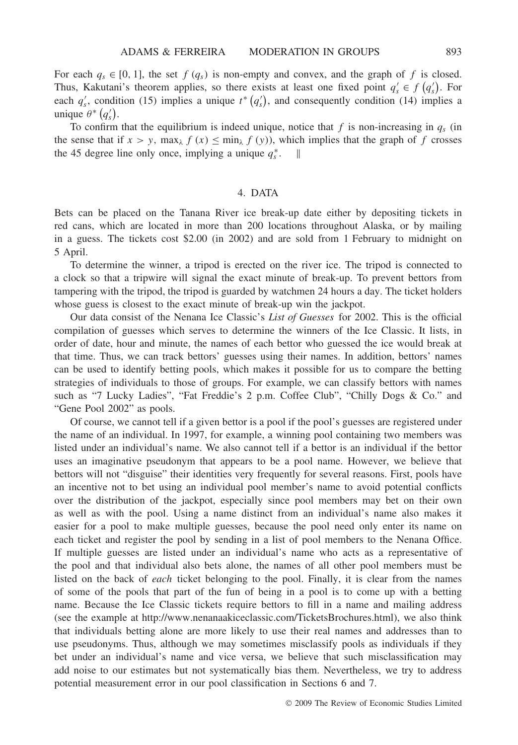For each $q_s \in [0, 1]$, the set $f(q_s)$ is non-empty and convex, and the graph of $f$ is closed. Thus, Kakutani's theorem applies, so there exists at least one fixed point $q_s' \in f(q_s')$. For each $q_s'$, condition (15) implies a unique $t^*(q_s')$, and consequently condition (14) implies a unique $\theta^*(q_s')$.

To confirm that the equilibrium is indeed unique, notice that $f$ is non-increasing in $q_s$ (in the sense that if $x > y$, $\max_\lambda f(x) \leq \min_\lambda f(y)$), which implies that the graph of $f$ crosses the 45 degree line only once, implying a unique $q_s^*$. ‖

## 4. DATA

Bets can be placed on the Tanana River ice break-up date either by depositing tickets in red cans, which are located in more than 200 locations throughout Alaska, or by mailing in a guess. The tickets cost \$2.00 (in 2002) and are sold from 1 February to midnight on 5 April.

To determine the winner, a tripod is erected on the river ice. The tripod is connected to a clock so that a tripwire will signal the exact minute of break-up. To prevent bettors from tampering with the tripod, the tripod is guarded by watchmen 24 hours a day. The ticket holders whose guess is closest to the exact minute of break-up win the jackpot.

Our data consist of the Nenana Ice Classic's *List of Guesses* for 2002. This is the official compilation of guesses which serves to determine the winners of the Ice Classic. It lists, in order of date, hour and minute, the names of each bettor who guessed the ice would break at that time. Thus, we can track bettors' guesses using their names. In addition, bettors' names can be used to identify betting pools, which makes it possible for us to compare the betting strategies of individuals to those of groups. For example, we can classify bettors with names such as "7 Lucky Ladies", "Fat Freddie's 2 p.m. Coffee Club", "Chilly Dogs & Co." and "Gene Pool 2002" as pools.

Of course, we cannot tell if a given bettor is a pool if the pool's guesses are registered under the name of an individual. In 1997, for example, a winning pool containing two members was listed under an individual's name. We also cannot tell if a bettor is an individual if the bettor uses an imaginative pseudonym that appears to be a pool name. However, we believe that bettors will not "disguise" their identities very frequently for several reasons. First, pools have an incentive not to bet using an individual pool member's name to avoid potential conflicts over the distribution of the jackpot, especially since pool members may bet on their own as well as with the pool. Using a name distinct from an individual's name also makes it easier for a pool to make multiple guesses, because the pool need only enter its name on each ticket and register the pool by sending in a list of pool members to the Nenana Office. If multiple guesses are listed under an individual's name who acts as a representative of the pool and that individual also bets alone, the names of all other pool members must be listed on the back of *each* ticket belonging to the pool. Finally, it is clear from the names of some of the pools that part of the fun of being in a pool is to come up with a betting name. Because the Ice Classic tickets require bettors to fill in a name and mailing address (see the example at http://www.nenanaakiceclassic.com/TicketsBrochures.html), we also think that individuals betting alone are more likely to use their real names and addresses than to use pseudonyms. Thus, although we may sometimes misclassify pools as individuals if they bet under an individual's name and vice versa, we believe that such misclassification may add noise to our estimates but not systematically bias them. Nevertheless, we try to address potential measurement error in our pool classification in Sections 6 and 7.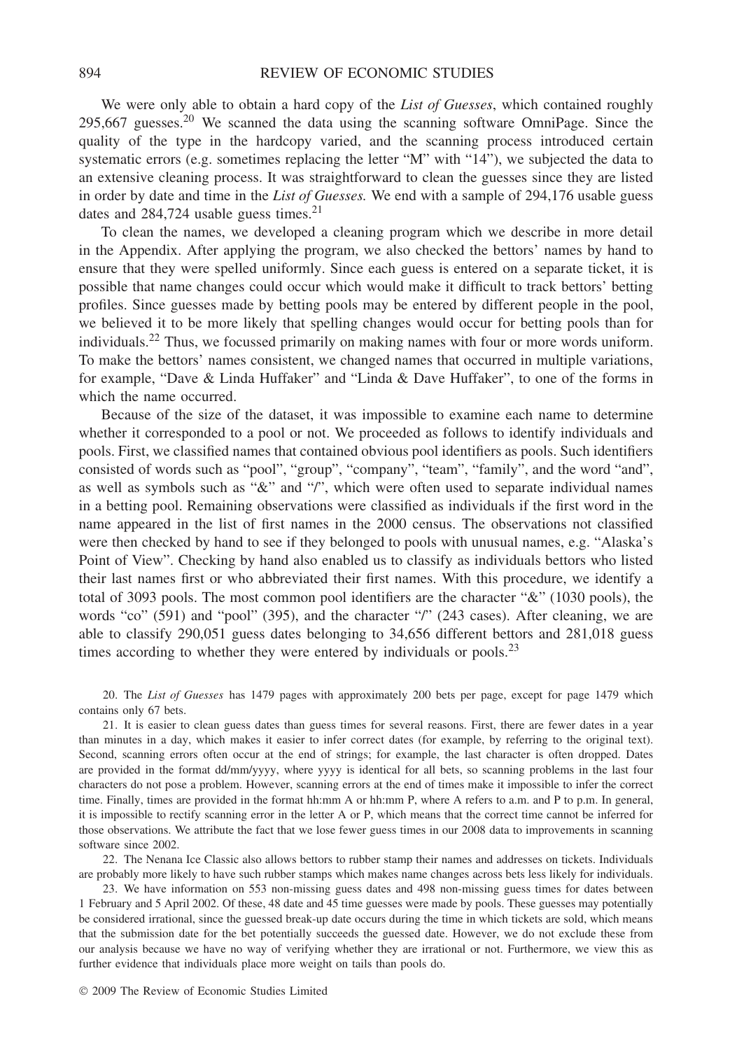We were only able to obtain a hard copy of the *List of Guesses*, which contained roughly 295,667 guesses.[20] We scanned the data using the scanning software OmniPage. Since the quality of the type in the hardcopy varied, and the scanning process introduced certain systematic errors (e.g. sometimes replacing the letter "M" with "14"), we subjected the data to an extensive cleaning process. It was straightforward to clean the guesses since they are listed in order by date and time in the *List of Guesses.* We end with a sample of 294,176 usable guess dates and 284,724 usable guess times.[21]

To clean the names, we developed a cleaning program which we describe in more detail in the Appendix. After applying the program, we also checked the bettors' names by hand to ensure that they were spelled uniformly. Since each guess is entered on a separate ticket, it is possible that name changes could occur which would make it difficult to track bettors' betting profiles. Since guesses made by betting pools may be entered by different people in the pool, we believed it to be more likely that spelling changes would occur for betting pools than for individuals.[22] Thus, we focussed primarily on making names with four or more words uniform. To make the bettors' names consistent, we changed names that occurred in multiple variations, for example, "Dave & Linda Huffaker" and "Linda & Dave Huffaker", to one of the forms in which the name occurred.

Because of the size of the dataset, it was impossible to examine each name to determine whether it corresponded to a pool or not. We proceeded as follows to identify individuals and pools. First, we classified names that contained obvious pool identifiers as pools. Such identifiers consisted of words such as "pool", "group", "company", "team", "family", and the word "and", as well as symbols such as "&" and "/", which were often used to separate individual names in a betting pool. Remaining observations were classified as individuals if the first word in the name appeared in the list of first names in the 2000 census. The observations not classified were then checked by hand to see if they belonged to pools with unusual names, e.g. "Alaska's Point of View". Checking by hand also enabled us to classify as individuals bettors who listed their last names first or who abbreviated their first names. With this procedure, we identify a total of 3093 pools. The most common pool identifiers are the character "&" (1030 pools), the words "co" (591) and "pool" (395), and the character "/" (243 cases). After cleaning, we are able to classify 290,051 guess dates belonging to 34,656 different bettors and 281,018 guess times according to whether they were entered by individuals or pools.[23]

20. The *List of Guesses* has 1479 pages with approximately 200 bets per page, except for page 1479 which contains only 67 bets.

21. It is easier to clean guess dates than guess times for several reasons. First, there are fewer dates in a year than minutes in a day, which makes it easier to infer correct dates (for example, by referring to the original text). Second, scanning errors often occur at the end of strings; for example, the last character is often dropped. Dates are provided in the format dd/mm/yyyy, where yyyy is identical for all bets, so scanning problems in the last four characters do not pose a problem. However, scanning errors at the end of times make it impossible to infer the correct time. Finally, times are provided in the format hh:mm A or hh:mm P, where A refers to a.m. and P to p.m. In general, it is impossible to rectify scanning error in the letter A or P, which means that the correct time cannot be inferred for those observations. We attribute the fact that we lose fewer guess times in our 2008 data to improvements in scanning software since 2002.

22. The Nenana Ice Classic also allows bettors to rubber stamp their names and addresses on tickets. Individuals are probably more likely to have such rubber stamps which makes name changes across bets less likely for individuals.

23. We have information on 553 non-missing guess dates and 498 non-missing guess times for dates between 1 February and 5 April 2002. Of these, 48 date and 45 time guesses were made by pools. These guesses may potentially be considered irrational, since the guessed break-up date occurs during the time in which tickets are sold, which means that the submission date for the bet potentially succeeds the guessed date. However, we do not exclude these from our analysis because we have no way of verifying whether they are irrational or not. Furthermore, we view this as further evidence that individuals place more weight on tails than pools do.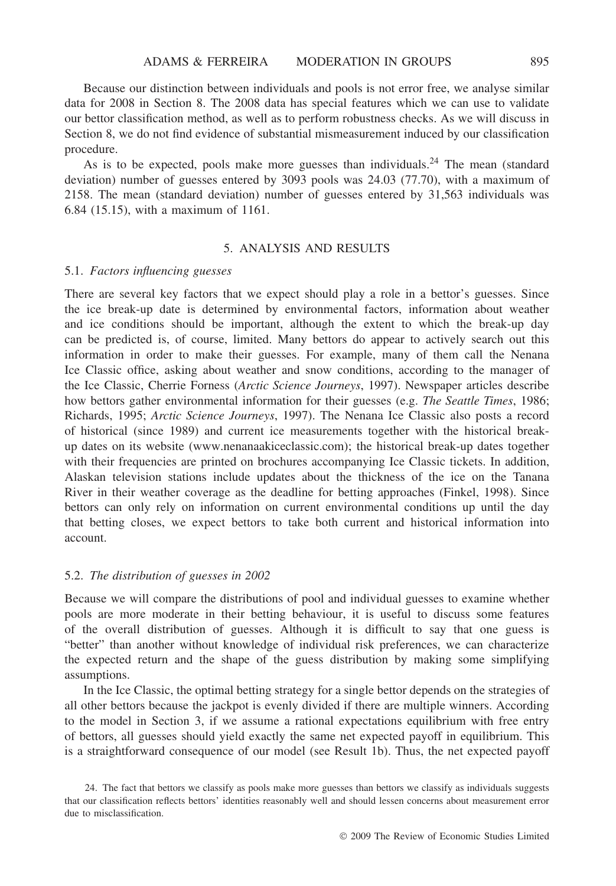Because our distinction between individuals and pools is not error free, we analyse similar data for 2008 in Section 8. The 2008 data has special features which we can use to validate our bettor classification method, as well as to perform robustness checks. As we will discuss in Section 8, we do not find evidence of substantial mismeasurement induced by our classification procedure.

As is to be expected, pools make more guesses than individuals.[24] The mean (standard deviation) number of guesses entered by 3093 pools was 24.03 (77.70), with a maximum of 2158. The mean (standard deviation) number of guesses entered by 31,563 individuals was 6.84 (15.15), with a maximum of 1161.

## 5. ANALYSIS AND RESULTS

### 5.1. *Factors influencing guesses*

There are several key factors that we expect should play a role in a bettor's guesses. Since the ice break-up date is determined by environmental factors, information about weather and ice conditions should be important, although the extent to which the break-up day can be predicted is, of course, limited. Many bettors do appear to actively search out this information in order to make their guesses. For example, many of them call the Nenana Ice Classic office, asking about weather and snow conditions, according to the manager of the Ice Classic, Cherrie Forness (*Arctic Science Journeys*, 1997). Newspaper articles describe how bettors gather environmental information for their guesses (e.g. *The Seattle Times*, 1986; Richards, 1995; *Arctic Science Journeys*, 1997). The Nenana Ice Classic also posts a record of historical (since 1989) and current ice measurements together with the historical break-up dates on its website (www.nenanaakiceclassic.com); the historical break-up dates together with their frequencies are printed on brochures accompanying Ice Classic tickets. In addition, Alaskan television stations include updates about the thickness of the ice on the Tanana River in their weather coverage as the deadline for betting approaches (Finkel, 1998). Since bettors can only rely on information on current environmental conditions up until the day that betting closes, we expect bettors to take both current and historical information into account.

### 5.2. *The distribution of guesses in 2002*

Because we will compare the distributions of pool and individual guesses to examine whether pools are more moderate in their betting behaviour, it is useful to discuss some features of the overall distribution of guesses. Although it is difficult to say that one guess is "better" than another without knowledge of individual risk preferences, we can characterize the expected return and the shape of the guess distribution by making some simplifying assumptions.

In the Ice Classic, the optimal betting strategy for a single bettor depends on the strategies of all other bettors because the jackpot is evenly divided if there are multiple winners. According to the model in Section 3, if we assume a rational expectations equilibrium with free entry of bettors, all guesses should yield exactly the same net expected payoff in equilibrium. This is a straightforward consequence of our model (see Result 1b). Thus, the net expected payoff

24. The fact that bettors we classify as pools make more guesses than bettors we classify as individuals suggests that our classification reflects bettors' identities reasonably well and should lessen concerns about measurement error due to misclassification.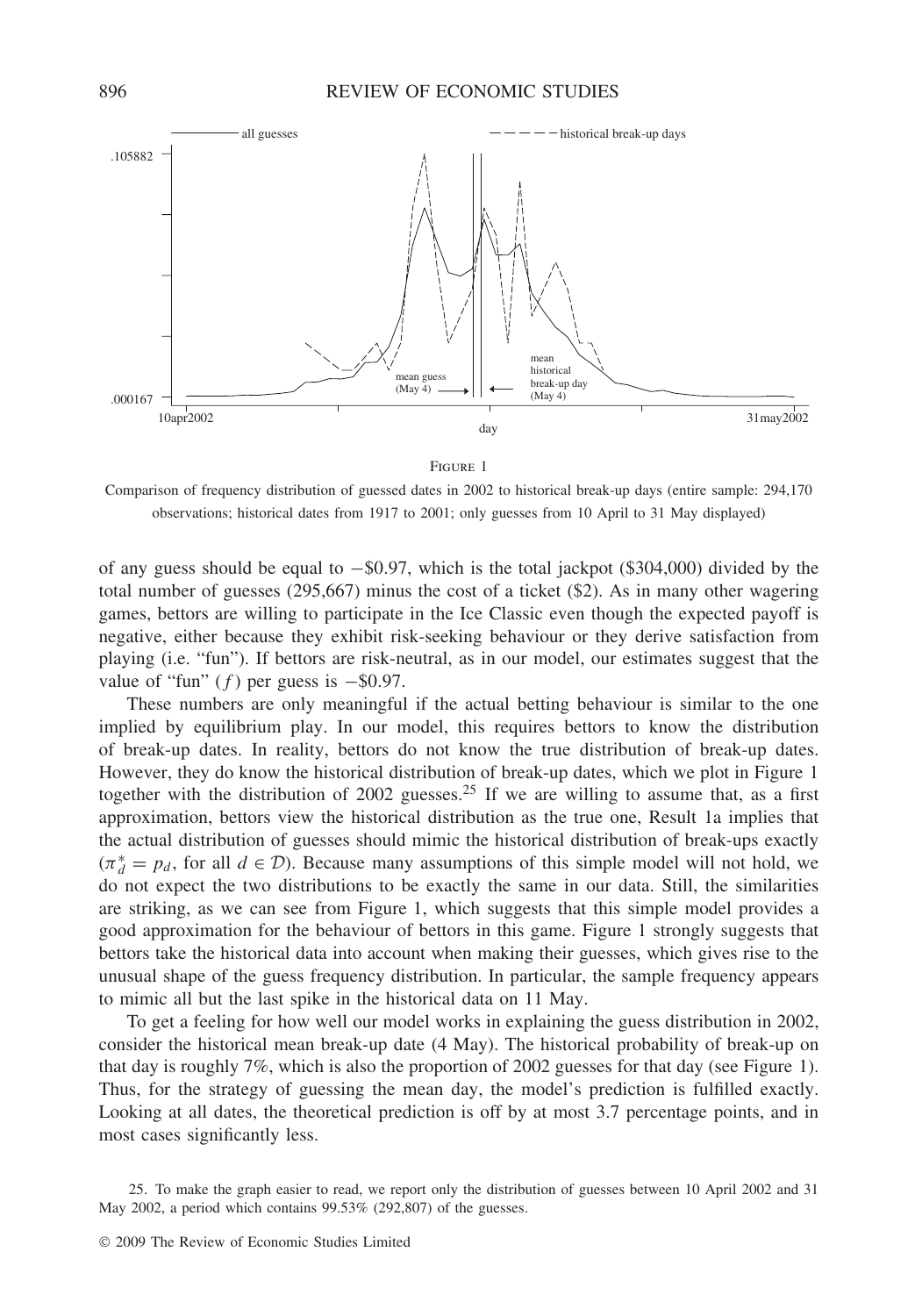FIGURE 1

Comparison of frequency distribution of guessed dates in 2002 to historical break-up days (entire sample: 294,170 observations; historical dates from 1917 to 2001; only guesses from 10 April to 31 May displayed)

of any guess should be equal to −\$0.97, which is the total jackpot (\$304,000) divided by the total number of guesses (295,667) minus the cost of a ticket (\$2). As in many other wagering games, bettors are willing to participate in the Ice Classic even though the expected payoff is negative, either because they exhibit risk-seeking behaviour or they derive satisfaction from playing (i.e. "fun"). If bettors are risk-neutral, as in our model, our estimates suggest that the value of "fun" ($f$) per guess is −\$0.97.

These numbers are only meaningful if the actual betting behaviour is similar to the one implied by equilibrium play. In our model, this requires bettors to know the distribution of break-up dates. In reality, bettors do not know the true distribution of break-up dates. However, they do know the historical distribution of break-up dates, which we plot in Figure 1 together with the distribution of 2002 guesses.[25] If we are willing to assume that, as a first approximation, bettors view the historical distribution as the true one, Result 1a implies that the actual distribution of guesses should mimic the historical distribution of break-ups exactly ($\pi_d^* = p_d$, for all $d \in \mathcal{D}$). Because many assumptions of this simple model will not hold, we do not expect the two distributions to be exactly the same in our data. Still, the similarities are striking, as we can see from Figure 1, which suggests that this simple model provides a good approximation for the behaviour of bettors in this game. Figure 1 strongly suggests that bettors take the historical data into account when making their guesses, which gives rise to the unusual shape of the guess frequency distribution. In particular, the sample frequency appears to mimic all but the last spike in the historical data on 11 May.

To get a feeling for how well our model works in explaining the guess distribution in 2002, consider the historical mean break-up date (4 May). The historical probability of break-up on that day is roughly 7%, which is also the proportion of 2002 guesses for that day (see Figure 1). Thus, for the strategy of guessing the mean day, the model's prediction is fulfilled exactly. Looking at all dates, the theoretical prediction is off by at most 3.7 percentage points, and in most cases significantly less.

25. To make the graph easier to read, we report only the distribution of guesses between 10 April 2002 and 31 May 2002, a period which contains 99.53% (292,807) of the guesses.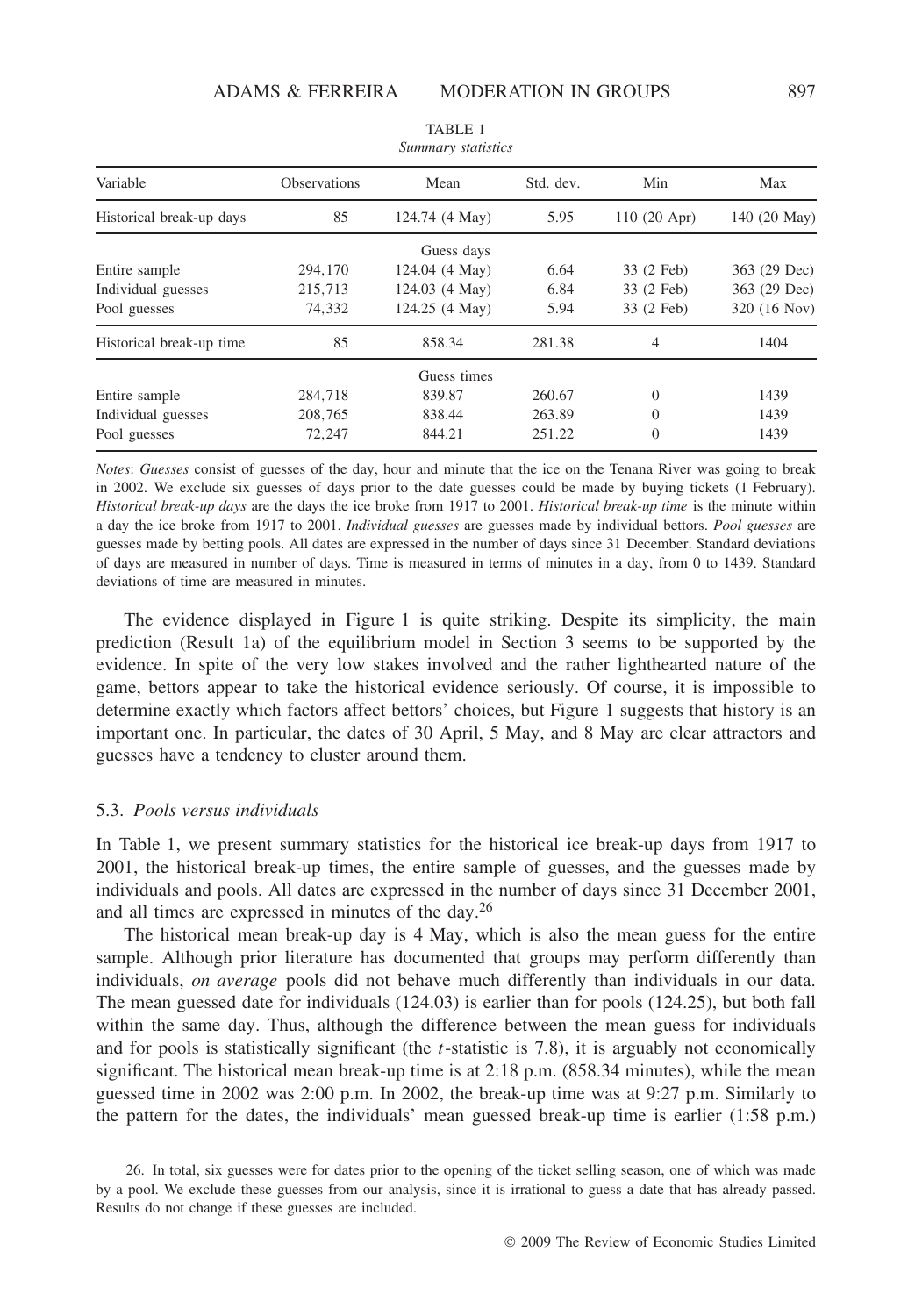TABLE 1
*Summary statistics*

| Variable | Observations | Mean | Std. dev. | Min | Max |
|---|---|---|---|---|---|
| Historical break-up days | 85 | 124.74 (4 May) | 5.95 | 110 (20 Apr) | 140 (20 May) |
| | | Guess days | | | |
| Entire sample | 294,170 | 124.04 (4 May) | 6.64 | 33 (2 Feb) | 363 (29 Dec) |
| Individual guesses | 215,713 | 124.03 (4 May) | 6.84 | 33 (2 Feb) | 363 (29 Dec) |
| Pool guesses | 74,332 | 124.25 (4 May) | 5.94 | 33 (2 Feb) | 320 (16 Nov) |
| Historical break-up time | 85 | 858.34 | 281.38 | 4 | 1404 |
| | | Guess times | | | |
| Entire sample | 284,718 | 839.87 | 260.67 | 0 | 1439 |
| Individual guesses | 208,765 | 838.44 | 263.89 | 0 | 1439 |
| Pool guesses | 72,247 | 844.21 | 251.22 | 0 | 1439 |

*Notes*: *Guesses* consist of guesses of the day, hour and minute that the ice on the Tenana River was going to break in 2002. We exclude six guesses of days prior to the date guesses could be made by buying tickets (1 February). *Historical break-up days* are the days the ice broke from 1917 to 2001. *Historical break-up time* is the minute within a day the ice broke from 1917 to 2001. *Individual guesses* are guesses made by individual bettors. *Pool guesses* are guesses made by betting pools. All dates are expressed in the number of days since 31 December. Standard deviations of days are measured in number of days. Time is measured in terms of minutes in a day, from 0 to 1439. Standard deviations of time are measured in minutes.

The evidence displayed in Figure 1 is quite striking. Despite its simplicity, the main prediction (Result 1a) of the equilibrium model in Section 3 seems to be supported by the evidence. In spite of the very low stakes involved and the rather lighthearted nature of the game, bettors appear to take the historical evidence seriously. Of course, it is impossible to determine exactly which factors affect bettors' choices, but Figure 1 suggests that history is an important one. In particular, the dates of 30 April, 5 May, and 8 May are clear attractors and guesses have a tendency to cluster around them.

### 5.3. *Pools versus individuals*

In Table 1, we present summary statistics for the historical ice break-up days from 1917 to 2001, the historical break-up times, the entire sample of guesses, and the guesses made by individuals and pools. All dates are expressed in the number of days since 31 December 2001, and all times are expressed in minutes of the day.[26]

The historical mean break-up day is 4 May, which is also the mean guess for the entire sample. Although prior literature has documented that groups may perform differently than individuals, *on average* pools did not behave much differently than individuals in our data. The mean guessed date for individuals (124.03) is earlier than for pools (124.25), but both fall within the same day. Thus, although the difference between the mean guess for individuals and for pools is statistically significant (the $t$-statistic is 7.8), it is arguably not economically significant. The historical mean break-up time is at 2:18 p.m. (858.34 minutes), while the mean guessed time in 2002 was 2:00 p.m. In 2002, the break-up time was at 9:27 p.m. Similarly to the pattern for the dates, the individuals' mean guessed break-up time is earlier (1:58 p.m.)

26. In total, six guesses were for dates prior to the opening of the ticket selling season, one of which was made by a pool. We exclude these guesses from our analysis, since it is irrational to guess a date that has already passed. Results do not change if these guesses are included.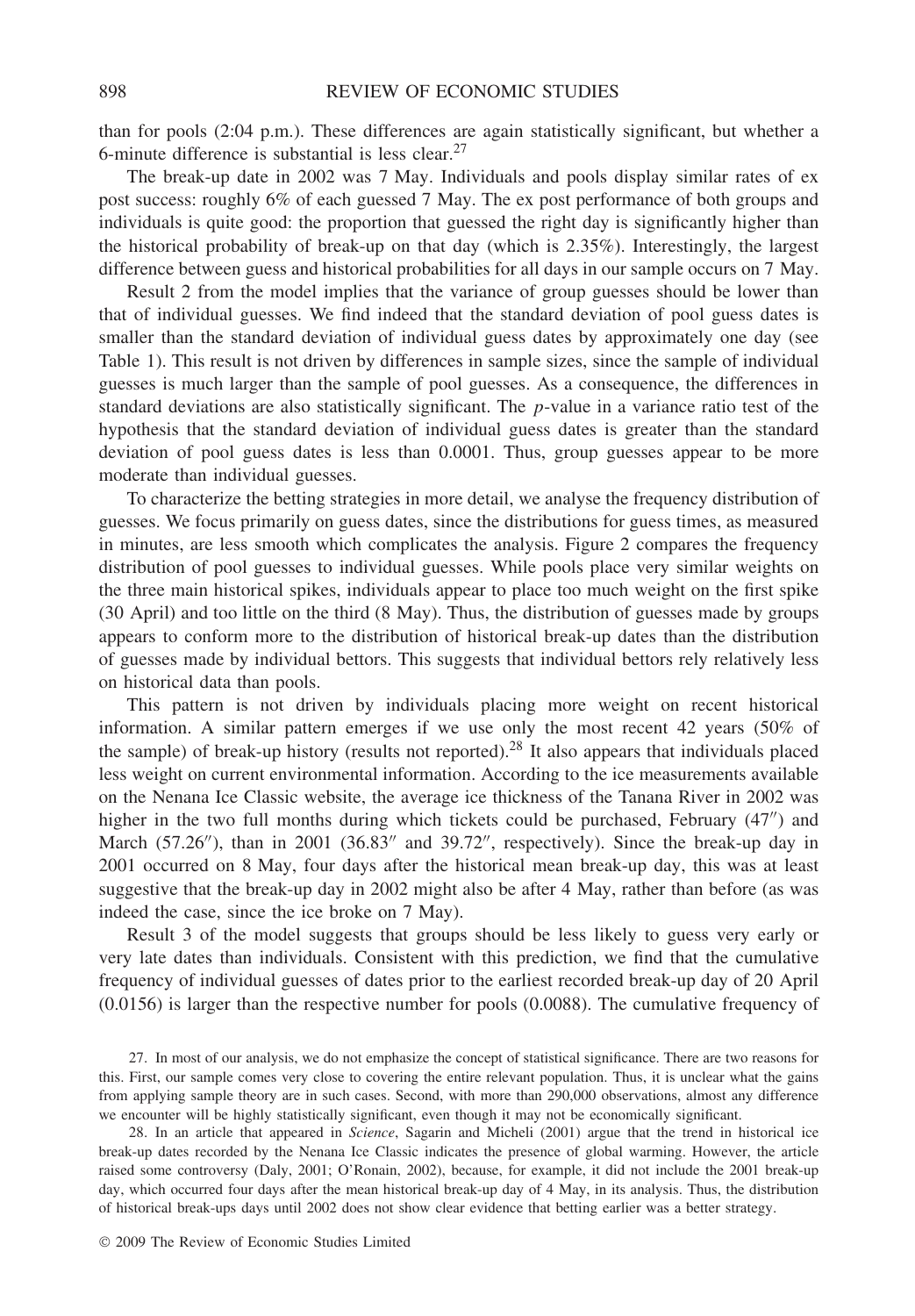than for pools (2:04 p.m.). These differences are again statistically significant, but whether a 6-minute difference is substantial is less clear.[27]

The break-up date in 2002 was 7 May. Individuals and pools display similar rates of ex post success: roughly 6% of each guessed 7 May. The ex post performance of both groups and individuals is quite good: the proportion that guessed the right day is significantly higher than the historical probability of break-up on that day (which is 2.35%). Interestingly, the largest difference between guess and historical probabilities for all days in our sample occurs on 7 May.

Result 2 from the model implies that the variance of group guesses should be lower than that of individual guesses. We find indeed that the standard deviation of pool guess dates is smaller than the standard deviation of individual guess dates by approximately one day (see Table 1). This result is not driven by differences in sample sizes, since the sample of individual guesses is much larger than the sample of pool guesses. As a consequence, the differences in standard deviations are also statistically significant. The *p*-value in a variance ratio test of the hypothesis that the standard deviation of individual guess dates is greater than the standard deviation of pool guess dates is less than 0.0001. Thus, group guesses appear to be more moderate than individual guesses.

To characterize the betting strategies in more detail, we analyse the frequency distribution of guesses. We focus primarily on guess dates, since the distributions for guess times, as measured in minutes, are less smooth which complicates the analysis. Figure 2 compares the frequency distribution of pool guesses to individual guesses. While pools place very similar weights on the three main historical spikes, individuals appear to place too much weight on the first spike (30 April) and too little on the third (8 May). Thus, the distribution of guesses made by groups appears to conform more to the distribution of historical break-up dates than the distribution of guesses made by individual bettors. This suggests that individual bettors rely relatively less on historical data than pools.

This pattern is not driven by individuals placing more weight on recent historical information. A similar pattern emerges if we use only the most recent 42 years (50% of the sample) of break-up history (results not reported).[28] It also appears that individuals placed less weight on current environmental information. According to the ice measurements available on the Nenana Ice Classic website, the average ice thickness of the Tanana River in 2002 was higher in the two full months during which tickets could be purchased, February (47″) and March (57.26″), than in 2001 (36.83″ and 39.72″, respectively). Since the break-up day in 2001 occurred on 8 May, four days after the historical mean break-up day, this was at least suggestive that the break-up day in 2002 might also be after 4 May, rather than before (as was indeed the case, since the ice broke on 7 May).

Result 3 of the model suggests that groups should be less likely to guess very early or very late dates than individuals. Consistent with this prediction, we find that the cumulative frequency of individual guesses of dates prior to the earliest recorded break-up day of 20 April (0.0156) is larger than the respective number for pools (0.0088). The cumulative frequency of

27. In most of our analysis, we do not emphasize the concept of statistical significance. There are two reasons for this. First, our sample comes very close to covering the entire relevant population. Thus, it is unclear what the gains from applying sample theory are in such cases. Second, with more than 290,000 observations, almost any difference we encounter will be highly statistically significant, even though it may not be economically significant.

28. In an article that appeared in *Science*, Sagarin and Micheli (2001) argue that the trend in historical ice break-up dates recorded by the Nenana Ice Classic indicates the presence of global warming. However, the article raised some controversy (Daly, 2001; O'Ronain, 2002), because, for example, it did not include the 2001 break-up day, which occurred four days after the mean historical break-up day of 4 May, in its analysis. Thus, the distribution of historical break-ups days until 2002 does not show clear evidence that betting earlier was a better strategy.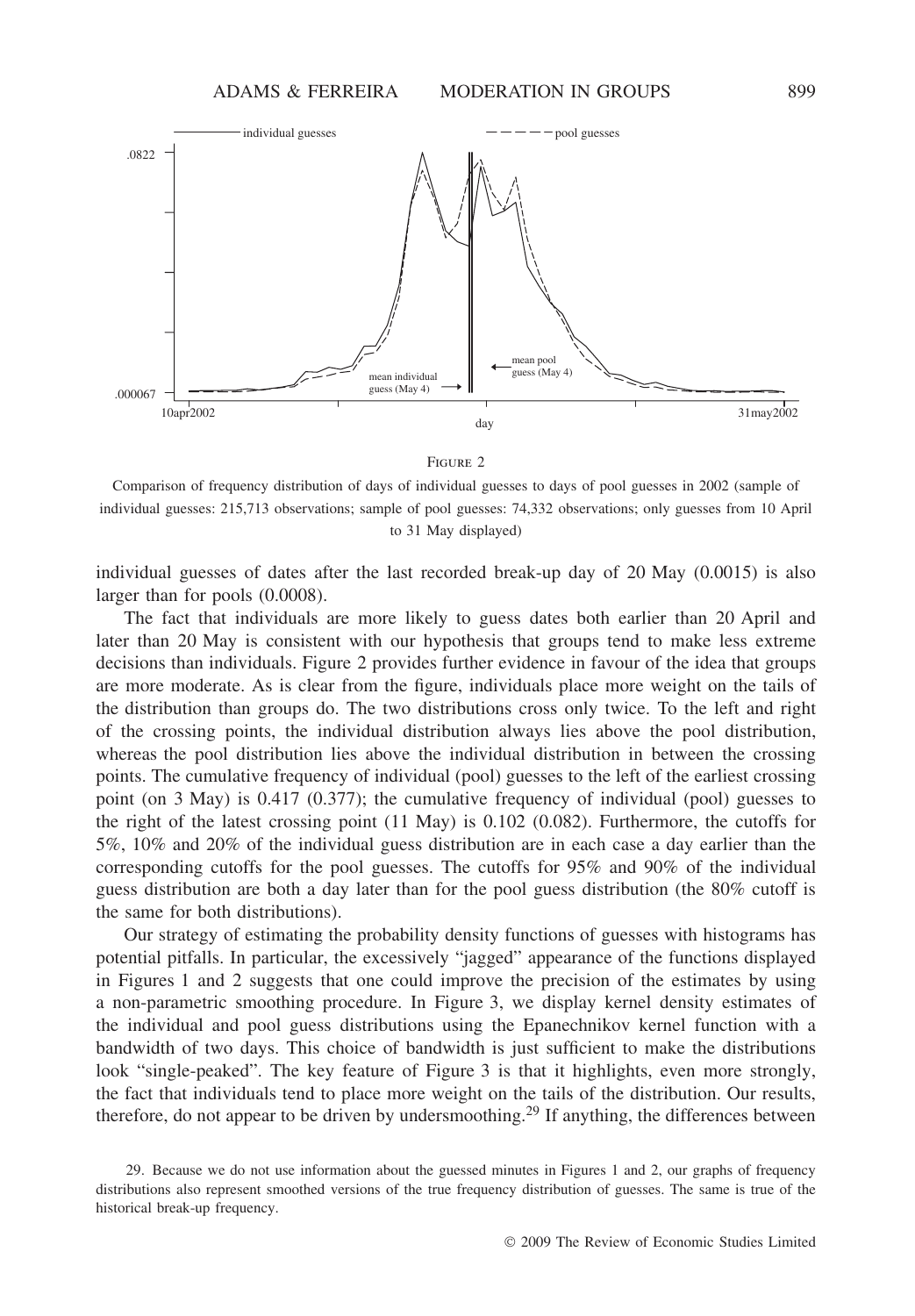FIGURE 2

Comparison of frequency distribution of days of individual guesses to days of pool guesses in 2002 (sample of individual guesses: 215,713 observations; sample of pool guesses: 74,332 observations; only guesses from 10 April to 31 May displayed)

individual guesses of dates after the last recorded break-up day of 20 May (0.0015) is also larger than for pools (0.0008).

The fact that individuals are more likely to guess dates both earlier than 20 April and later than 20 May is consistent with our hypothesis that groups tend to make less extreme decisions than individuals. Figure 2 provides further evidence in favour of the idea that groups are more moderate. As is clear from the figure, individuals place more weight on the tails of the distribution than groups do. The two distributions cross only twice. To the left and right of the crossing points, the individual distribution always lies above the pool distribution, whereas the pool distribution lies above the individual distribution in between the crossing points. The cumulative frequency of individual (pool) guesses to the left of the earliest crossing point (on 3 May) is 0.417 (0.377); the cumulative frequency of individual (pool) guesses to the right of the latest crossing point (11 May) is 0.102 (0.082). Furthermore, the cutoffs for 5%, 10% and 20% of the individual guess distribution are in each case a day earlier than the corresponding cutoffs for the pool guesses. The cutoffs for 95% and 90% of the individual guess distribution are both a day later than for the pool guess distribution (the 80% cutoff is the same for both distributions).

Our strategy of estimating the probability density functions of guesses with histograms has potential pitfalls. In particular, the excessively "jagged" appearance of the functions displayed in Figures 1 and 2 suggests that one could improve the precision of the estimates by using a non-parametric smoothing procedure. In Figure 3, we display kernel density estimates of the individual and pool guess distributions using the Epanechnikov kernel function with a bandwidth of two days. This choice of bandwidth is just sufficient to make the distributions look "single-peaked". The key feature of Figure 3 is that it highlights, even more strongly, the fact that individuals tend to place more weight on the tails of the distribution. Our results, therefore, do not appear to be driven by undersmoothing.[29] If anything, the differences between

29. Because we do not use information about the guessed minutes in Figures 1 and 2, our graphs of frequency distributions also represent smoothed versions of the true frequency distribution of guesses. The same is true of the historical break-up frequency.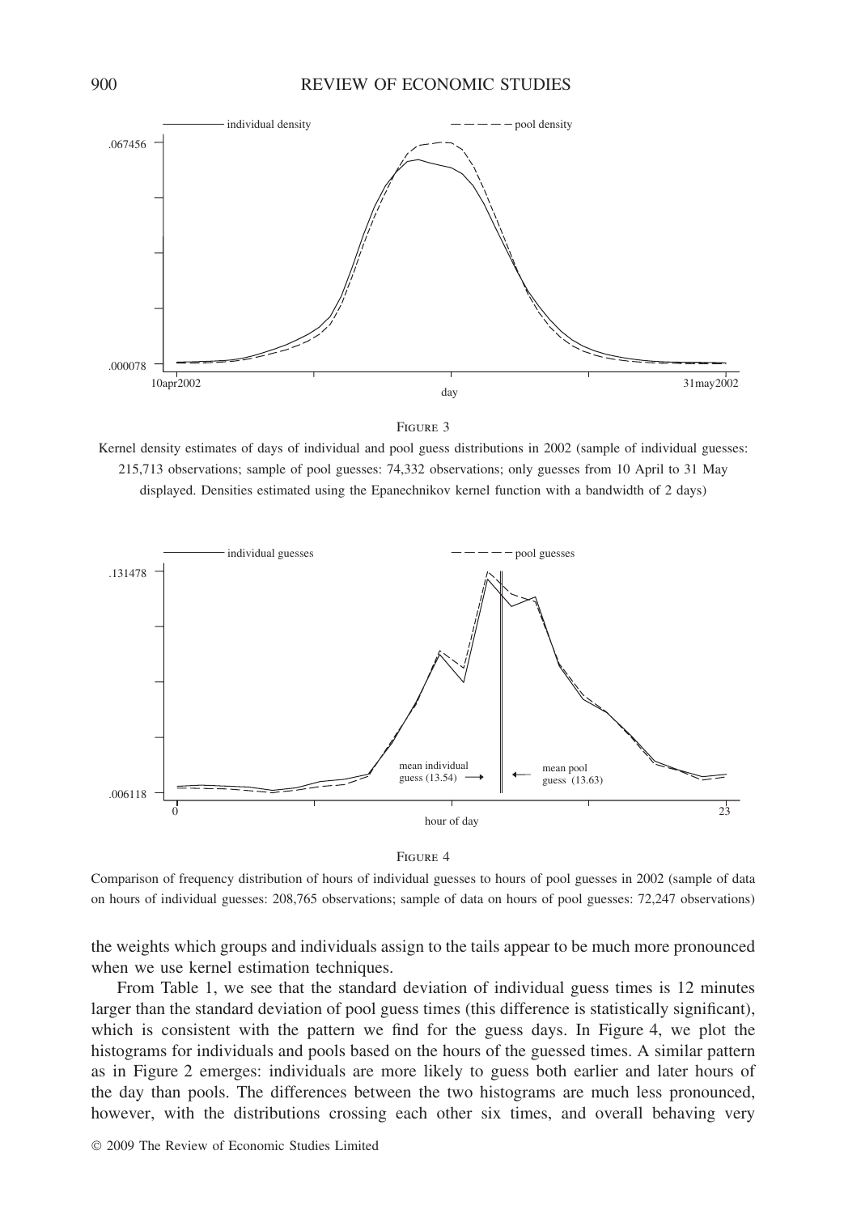FIGURE 3

Kernel density estimates of days of individual and pool guess distributions in 2002 (sample of individual guesses: 215,713 observations; sample of pool guesses: 74,332 observations; only guesses from 10 April to 31 May displayed. Densities estimated using the Epanechnikov kernel function with a bandwidth of 2 days)

FIGURE 4

Comparison of frequency distribution of hours of individual guesses to hours of pool guesses in 2002 (sample of data on hours of individual guesses: 208,765 observations; sample of data on hours of pool guesses: 72,247 observations)

the weights which groups and individuals assign to the tails appear to be much more pronounced when we use kernel estimation techniques.

From Table 1, we see that the standard deviation of individual guess times is 12 minutes larger than the standard deviation of pool guess times (this difference is statistically significant), which is consistent with the pattern we find for the guess days. In Figure 4, we plot the histograms for individuals and pools based on the hours of the guessed times. A similar pattern as in Figure 2 emerges: individuals are more likely to guess both earlier and later hours of the day than pools. The differences between the two histograms are much less pronounced, however, with the distributions crossing each other six times, and overall behaving very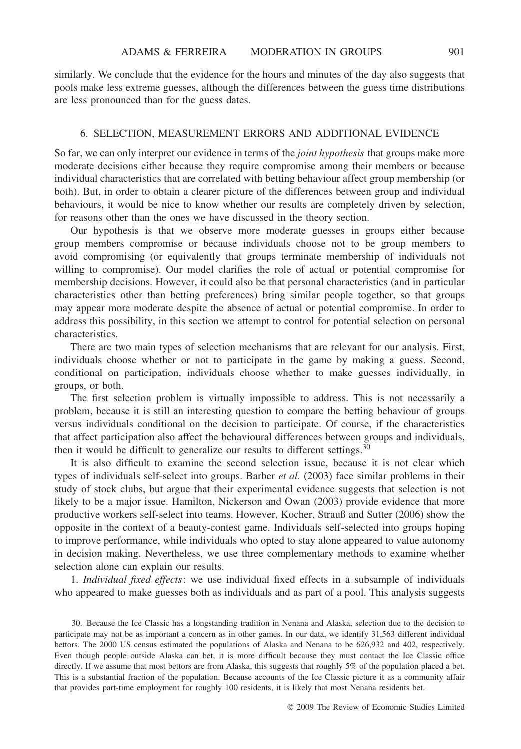similarly. We conclude that the evidence for the hours and minutes of the day also suggests that pools make less extreme guesses, although the differences between the guess time distributions are less pronounced than for the guess dates.

## 6. SELECTION, MEASUREMENT ERRORS AND ADDITIONAL EVIDENCE

So far, we can only interpret our evidence in terms of the *joint hypothesis* that groups make more moderate decisions either because they require compromise among their members or because individual characteristics that are correlated with betting behaviour affect group membership (or both). But, in order to obtain a clearer picture of the differences between group and individual behaviours, it would be nice to know whether our results are completely driven by selection, for reasons other than the ones we have discussed in the theory section.

Our hypothesis is that we observe more moderate guesses in groups either because group members compromise or because individuals choose not to be group members to avoid compromising (or equivalently that groups terminate membership of individuals not willing to compromise). Our model clarifies the role of actual or potential compromise for membership decisions. However, it could also be that personal characteristics (and in particular characteristics other than betting preferences) bring similar people together, so that groups may appear more moderate despite the absence of actual or potential compromise. In order to address this possibility, in this section we attempt to control for potential selection on personal characteristics.

There are two main types of selection mechanisms that are relevant for our analysis. First, individuals choose whether or not to participate in the game by making a guess. Second, conditional on participation, individuals choose whether to make guesses individually, in groups, or both.

The first selection problem is virtually impossible to address. This is not necessarily a problem, because it is still an interesting question to compare the betting behaviour of groups versus individuals conditional on the decision to participate. Of course, if the characteristics that affect participation also affect the behavioural differences between groups and individuals, then it would be difficult to generalize our results to different settings.[30]

It is also difficult to examine the second selection issue, because it is not clear which types of individuals self-select into groups. Barber *et al.* (2003) face similar problems in their study of stock clubs, but argue that their experimental evidence suggests that selection is not likely to be a major issue. Hamilton, Nickerson and Owan (2003) provide evidence that more productive workers self-select into teams. However, Kocher, Strauß and Sutter (2006) show the opposite in the context of a beauty-contest game. Individuals self-selected into groups hoping to improve performance, while individuals who opted to stay alone appeared to value autonomy in decision making. Nevertheless, we use three complementary methods to examine whether selection alone can explain our results.

1. *Individual fixed effects*: we use individual fixed effects in a subsample of individuals who appeared to make guesses both as individuals and as part of a pool. This analysis suggests

30. Because the Ice Classic has a longstanding tradition in Nenana and Alaska, selection due to the decision to participate may not be as important a concern as in other games. In our data, we identify 31,563 different individual bettors. The 2000 US census estimated the populations of Alaska and Nenana to be 626,932 and 402, respectively. Even though people outside Alaska can bet, it is more difficult because they must contact the Ice Classic office directly. If we assume that most bettors are from Alaska, this suggests that roughly 5% of the population placed a bet. This is a substantial fraction of the population. Because accounts of the Ice Classic picture it as a community affair that provides part-time employment for roughly 100 residents, it is likely that most Nenana residents bet.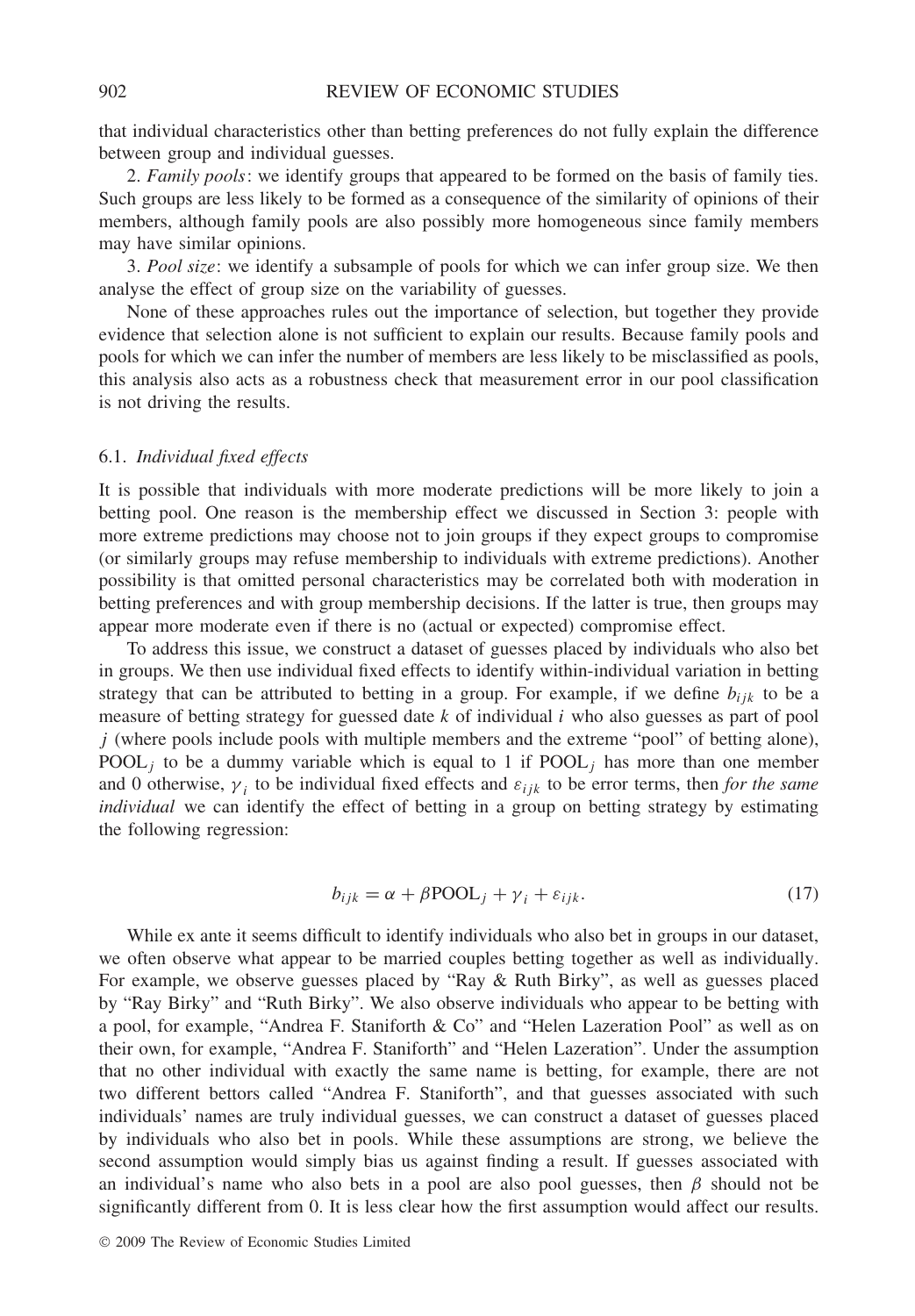that individual characteristics other than betting preferences do not fully explain the difference between group and individual guesses.

2. *Family pools*: we identify groups that appeared to be formed on the basis of family ties. Such groups are less likely to be formed as a consequence of the similarity of opinions of their members, although family pools are also possibly more homogeneous since family members may have similar opinions.

3. *Pool size*: we identify a subsample of pools for which we can infer group size. We then analyse the effect of group size on the variability of guesses.

None of these approaches rules out the importance of selection, but together they provide evidence that selection alone is not sufficient to explain our results. Because family pools and pools for which we can infer the number of members are less likely to be misclassified as pools, this analysis also acts as a robustness check that measurement error in our pool classification is not driving the results.

### 6.1. *Individual fixed effects*

It is possible that individuals with more moderate predictions will be more likely to join a betting pool. One reason is the membership effect we discussed in Section 3: people with more extreme predictions may choose not to join groups if they expect groups to compromise (or similarly groups may refuse membership to individuals with extreme predictions). Another possibility is that omitted personal characteristics may be correlated both with moderation in betting preferences and with group membership decisions. If the latter is true, then groups may appear more moderate even if there is no (actual or expected) compromise effect.

To address this issue, we construct a dataset of guesses placed by individuals who also bet in groups. We then use individual fixed effects to identify within-individual variation in betting strategy that can be attributed to betting in a group. For example, if we define $b_{ijk}$ to be a measure of betting strategy for guessed date $k$ of individual $i$ who also guesses as part of pool $j$ (where pools include pools with multiple members and the extreme "pool" of betting alone), $\text{POOL}_j$ to be a dummy variable which is equal to 1 if $\text{POOL}_j$ has more than one member and 0 otherwise, $\gamma_i$ to be individual fixed effects and $\varepsilon_{ijk}$ to be error terms, then *for the same individual* we can identify the effect of betting in a group on betting strategy by estimating the following regression:

$$b_{ijk} = \alpha + \beta \text{POOL}_j + \gamma_i + \varepsilon_{ijk}. \tag{17}$$

While ex ante it seems difficult to identify individuals who also bet in groups in our dataset, we often observe what appear to be married couples betting together as well as individually. For example, we observe guesses placed by "Ray & Ruth Birky", as well as guesses placed by "Ray Birky" and "Ruth Birky". We also observe individuals who appear to be betting with a pool, for example, "Andrea F. Staniforth & Co" and "Helen Lazeration Pool" as well as on their own, for example, "Andrea F. Staniforth" and "Helen Lazeration". Under the assumption that no other individual with exactly the same name is betting, for example, there are not two different bettors called "Andrea F. Staniforth", and that guesses associated with such individuals' names are truly individual guesses, we can construct a dataset of guesses placed by individuals who also bet in pools. While these assumptions are strong, we believe the second assumption would simply bias us against finding a result. If guesses associated with an individual's name who also bets in a pool are also pool guesses, then $\beta$ should not be significantly different from 0. It is less clear how the first assumption would affect our results.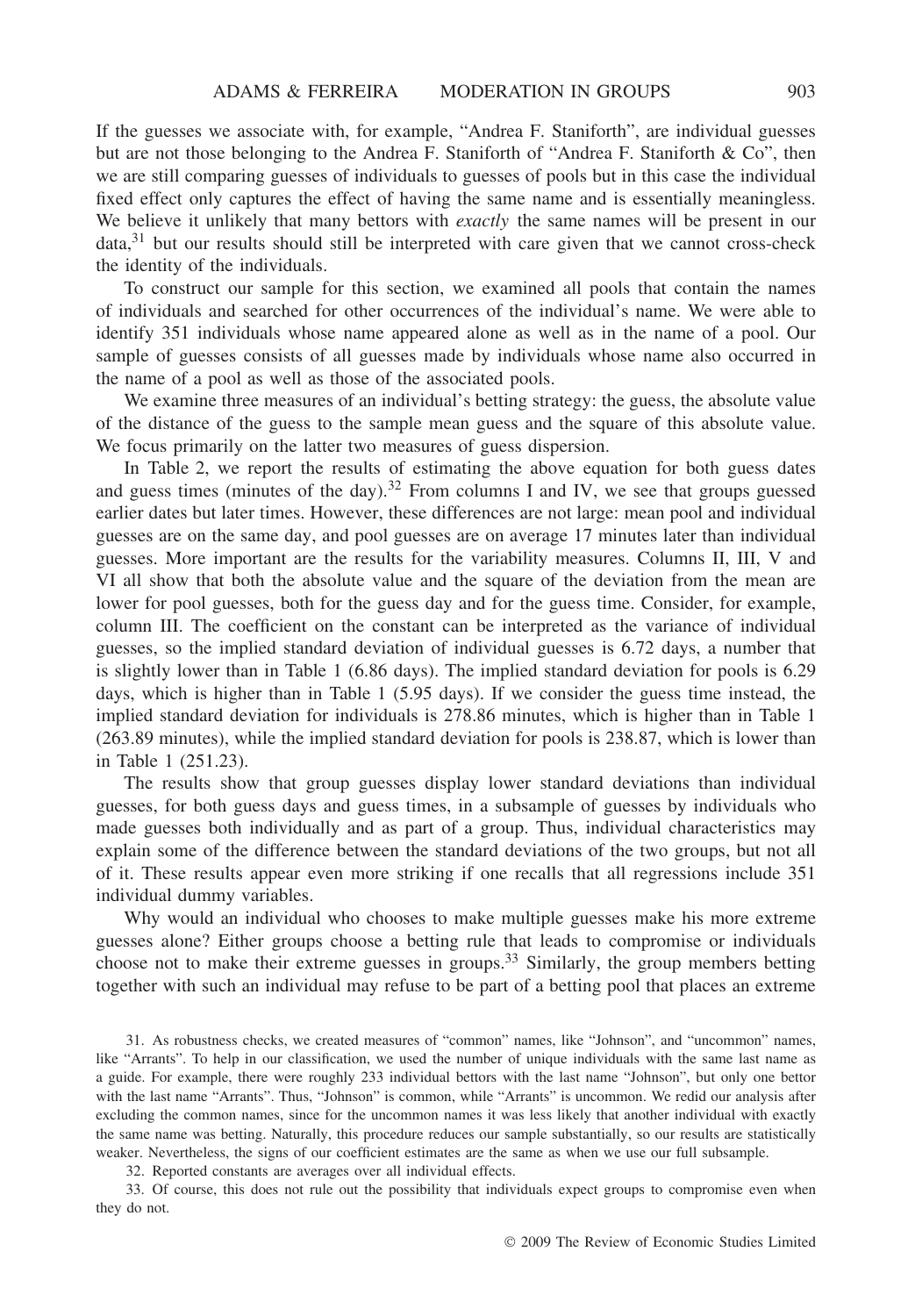If the guesses we associate with, for example, "Andrea F. Staniforth", are individual guesses but are not those belonging to the Andrea F. Staniforth of "Andrea F. Staniforth & Co", then we are still comparing guesses of individuals to guesses of pools but in this case the individual fixed effect only captures the effect of having the same name and is essentially meaningless. We believe it unlikely that many bettors with *exactly* the same names will be present in our data,[31] but our results should still be interpreted with care given that we cannot cross-check the identity of the individuals.

To construct our sample for this section, we examined all pools that contain the names of individuals and searched for other occurrences of the individual's name. We were able to identify 351 individuals whose name appeared alone as well as in the name of a pool. Our sample of guesses consists of all guesses made by individuals whose name also occurred in the name of a pool as well as those of the associated pools.

We examine three measures of an individual's betting strategy: the guess, the absolute value of the distance of the guess to the sample mean guess and the square of this absolute value. We focus primarily on the latter two measures of guess dispersion.

In Table 2, we report the results of estimating the above equation for both guess dates and guess times (minutes of the day).[32] From columns I and IV, we see that groups guessed earlier dates but later times. However, these differences are not large: mean pool and individual guesses are on the same day, and pool guesses are on average 17 minutes later than individual guesses. More important are the results for the variability measures. Columns II, III, V and VI all show that both the absolute value and the square of the deviation from the mean are lower for pool guesses, both for the guess day and for the guess time. Consider, for example, column III. The coefficient on the constant can be interpreted as the variance of individual guesses, so the implied standard deviation of individual guesses is 6.72 days, a number that is slightly lower than in Table 1 (6.86 days). The implied standard deviation for pools is 6.29 days, which is higher than in Table 1 (5.95 days). If we consider the guess time instead, the implied standard deviation for individuals is 278.86 minutes, which is higher than in Table 1 (263.89 minutes), while the implied standard deviation for pools is 238.87, which is lower than in Table 1 (251.23).

The results show that group guesses display lower standard deviations than individual guesses, for both guess days and guess times, in a subsample of guesses by individuals who made guesses both individually and as part of a group. Thus, individual characteristics may explain some of the difference between the standard deviations of the two groups, but not all of it. These results appear even more striking if one recalls that all regressions include 351 individual dummy variables.

Why would an individual who chooses to make multiple guesses make his more extreme guesses alone? Either groups choose a betting rule that leads to compromise or individuals choose not to make their extreme guesses in groups.[33] Similarly, the group members betting together with such an individual may refuse to be part of a betting pool that places an extreme

31. As robustness checks, we created measures of "common" names, like "Johnson", and "uncommon" names, like "Arrants". To help in our classification, we used the number of unique individuals with the same last name as a guide. For example, there were roughly 233 individual bettors with the last name "Johnson", but only one bettor with the last name "Arrants". Thus, "Johnson" is common, while "Arrants" is uncommon. We redid our analysis after excluding the common names, since for the uncommon names it was less likely that another individual with exactly the same name was betting. Naturally, this procedure reduces our sample substantially, so our results are statistically weaker. Nevertheless, the signs of our coefficient estimates are the same as when we use our full subsample.

32. Reported constants are averages over all individual effects.

33. Of course, this does not rule out the possibility that individuals expect groups to compromise even when they do not.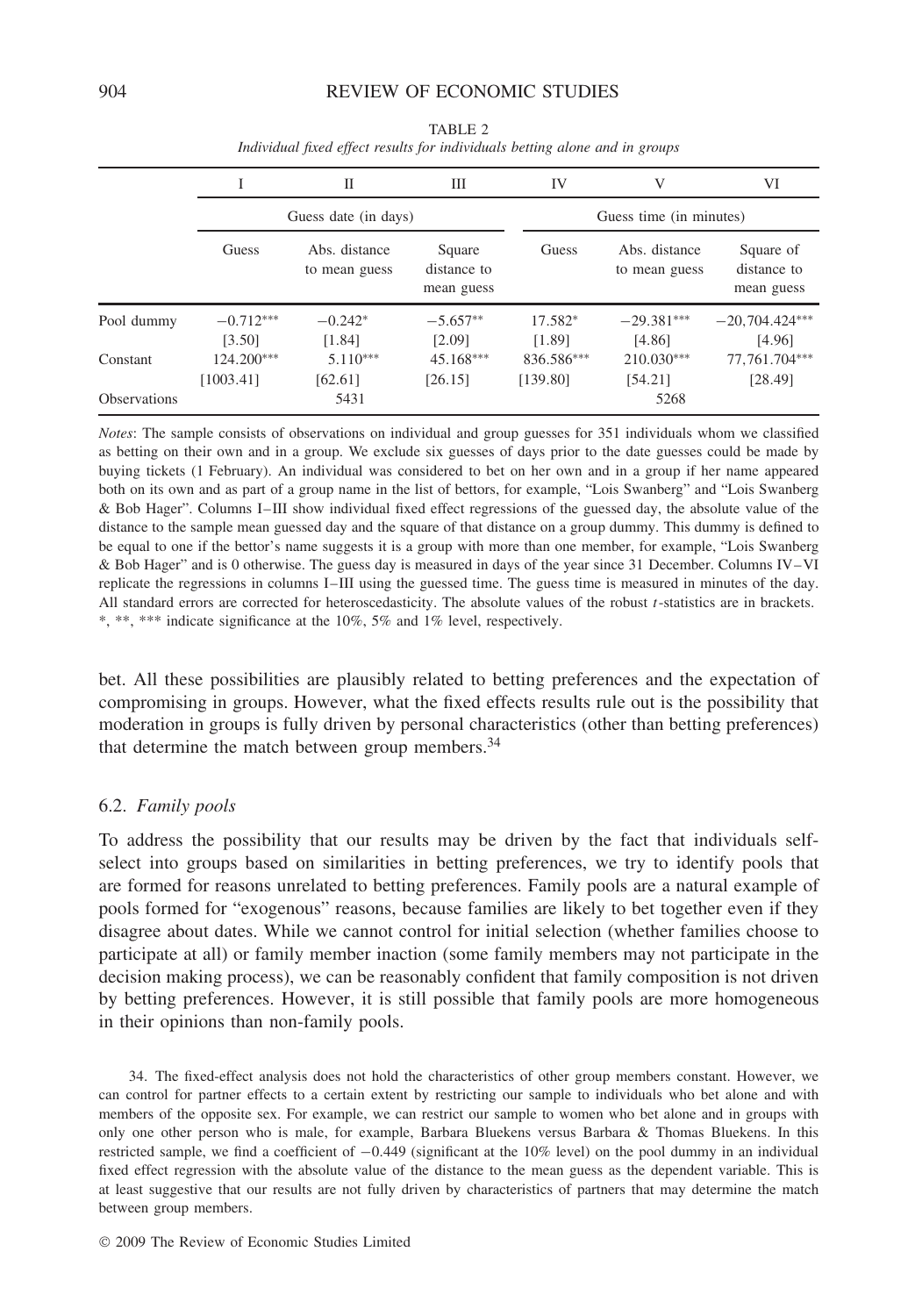TABLE 2

*Individual fixed effect results for individuals betting alone and in groups*

| | I | II | III | IV | V | VI |
|---|---|---|---|---|---|---|
| | Guess date (in days) | | | Guess time (in minutes) | | |
| | Guess | Abs. distance to mean guess | Square distance to mean guess | Guess | Abs. distance to mean guess | Square of distance to mean guess |
| Pool dummy | −0.712*** | −0.242* | −5.657** | 17.582* | −29.381*** | −20,704.424*** |
| | [3.50] | [1.84] | [2.09] | [1.89] | [4.86] | [4.96] |
| Constant | 124.200*** | 5.110*** | 45.168*** | 836.586*** | 210.030*** | 77,761.704*** |
| | [1003.41] | [62.61] | [26.15] | [139.80] | [54.21] | [28.49] |
| Observations | | 5431 | | | 5268 | |

*Notes*: The sample consists of observations on individual and group guesses for 351 individuals whom we classified as betting on their own and in a group. We exclude six guesses of days prior to the date guesses could be made by buying tickets (1 February). An individual was considered to bet on her own and in a group if her name appeared both on its own and as part of a group name in the list of bettors, for example, "Lois Swanberg" and "Lois Swanberg & Bob Hager". Columns I–III show individual fixed effect regressions of the guessed day, the absolute value of the distance to the sample mean guessed day and the square of that distance on a group dummy. This dummy is defined to be equal to one if the bettor's name suggests it is a group with more than one member, for example, "Lois Swanberg & Bob Hager" and is 0 otherwise. The guess day is measured in days of the year since 31 December. Columns IV–VI replicate the regressions in columns I–III using the guessed time. The guess time is measured in minutes of the day. All standard errors are corrected for heteroscedasticity. The absolute values of the robust $t$-statistics are in brackets. *, **, *** indicate significance at the 10%, 5% and 1% level, respectively.

bet. All these possibilities are plausibly related to betting preferences and the expectation of compromising in groups. However, what the fixed effects results rule out is the possibility that moderation in groups is fully driven by personal characteristics (other than betting preferences) that determine the match between group members.[34]

### 6.2. *Family pools*

To address the possibility that our results may be driven by the fact that individuals self-select into groups based on similarities in betting preferences, we try to identify pools that are formed for reasons unrelated to betting preferences. Family pools are a natural example of pools formed for "exogenous" reasons, because families are likely to bet together even if they disagree about dates. While we cannot control for initial selection (whether families choose to participate at all) or family member inaction (some family members may not participate in the decision making process), we can be reasonably confident that family composition is not driven by betting preferences. However, it is still possible that family pools are more homogeneous in their opinions than non-family pools.

34. The fixed-effect analysis does not hold the characteristics of other group members constant. However, we can control for partner effects to a certain extent by restricting our sample to individuals who bet alone and with members of the opposite sex. For example, we can restrict our sample to women who bet alone and in groups with only one other person who is male, for example, Barbara Bluekens versus Barbara & Thomas Bluekens. In this restricted sample, we find a coefficient of −0.449 (significant at the 10% level) on the pool dummy in an individual fixed effect regression with the absolute value of the distance to the mean guess as the dependent variable. This is at least suggestive that our results are not fully driven by characteristics of partners that may determine the match between group members.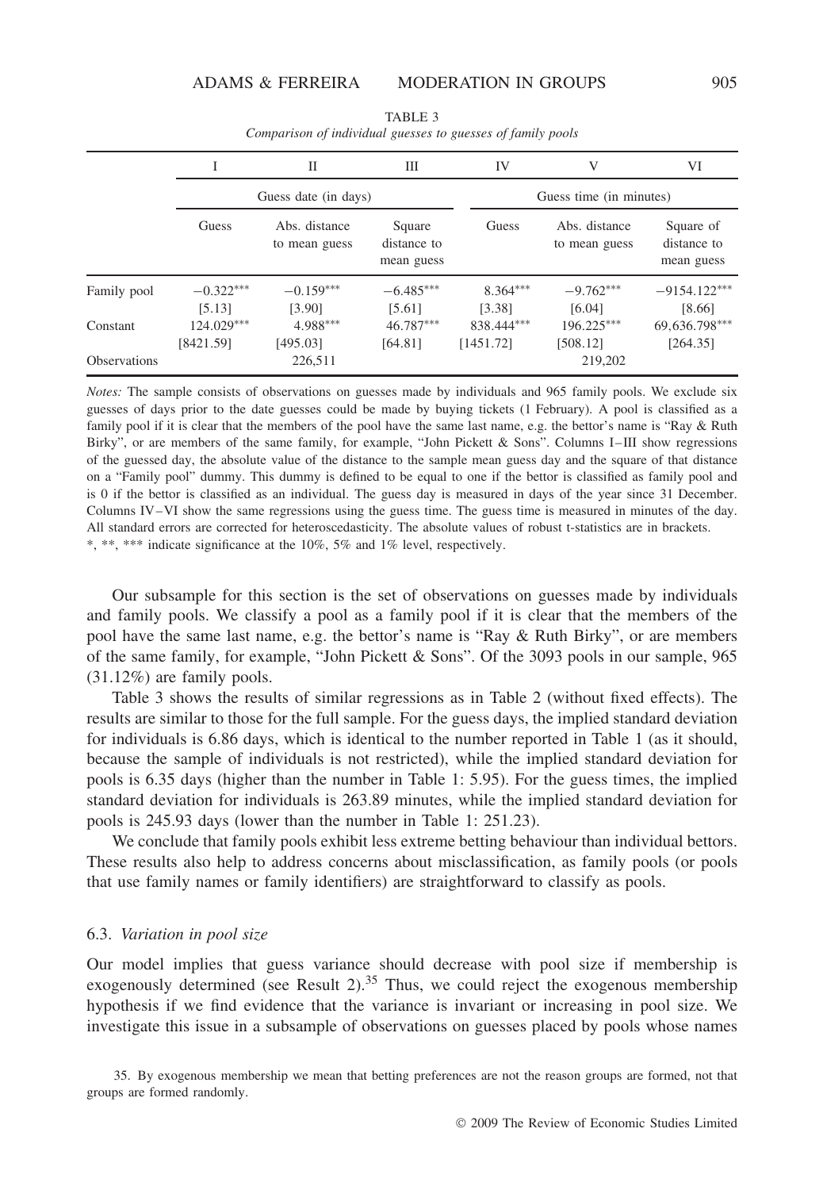TABLE 3

*Comparison of individual guesses to guesses of family pools*

| | I | II | III | IV | V | VI |
|---|---|---|---|---|---|---|
| | Guess date (in days) | | | Guess time (in minutes) | | |
| | Guess | Abs. distance to mean guess | Square distance to mean guess | Guess | Abs. distance to mean guess | Square of distance to mean guess |
| Family pool | $-0.322^{***}$ | $-0.159^{***}$ | $-6.485^{***}$ | $8.364^{***}$ | $-9.762^{***}$ | $-9154.122^{***}$ |
| | [5.13] | [3.90] | [5.61] | [3.38] | [6.04] | [8.66] |
| Constant | $124.029^{***}$ | $4.988^{***}$ | $46.787^{***}$ | $838.444^{***}$ | $196.225^{***}$ | $69{,}636.798^{***}$ |
| | [8421.59] | [495.03] | [64.81] | [1451.72] | [508.12] | [264.35] |
| Observations | | 226,511 | | | 219,202 | |

*Notes:* The sample consists of observations on guesses made by individuals and 965 family pools. We exclude six guesses of days prior to the date guesses could be made by buying tickets (1 February). A pool is classified as a family pool if it is clear that the members of the pool have the same last name, e.g. the bettor's name is "Ray & Ruth Birky", or are members of the same family, for example, "John Pickett & Sons". Columns I–III show regressions of the guessed day, the absolute value of the distance to the sample mean guess day and the square of that distance on a "Family pool" dummy. This dummy is defined to be equal to one if the bettor is classified as family pool and is 0 if the bettor is classified as an individual. The guess day is measured in days of the year since 31 December. Columns IV–VI show the same regressions using the guess time. The guess time is measured in minutes of the day. All standard errors are corrected for heteroscedasticity. The absolute values of robust t-statistics are in brackets.
*, **, *** indicate significance at the 10%, 5% and 1% level, respectively.

Our subsample for this section is the set of observations on guesses made by individuals and family pools. We classify a pool as a family pool if it is clear that the members of the pool have the same last name, e.g. the bettor's name is "Ray & Ruth Birky", or are members of the same family, for example, "John Pickett & Sons". Of the 3093 pools in our sample, 965 (31.12%) are family pools.

Table 3 shows the results of similar regressions as in Table 2 (without fixed effects). The results are similar to those for the full sample. For the guess days, the implied standard deviation for individuals is 6.86 days, which is identical to the number reported in Table 1 (as it should, because the sample of individuals is not restricted), while the implied standard deviation for pools is 6.35 days (higher than the number in Table 1: 5.95). For the guess times, the implied standard deviation for individuals is 263.89 minutes, while the implied standard deviation for pools is 245.93 days (lower than the number in Table 1: 251.23).

We conclude that family pools exhibit less extreme betting behaviour than individual bettors. These results also help to address concerns about misclassification, as family pools (or pools that use family names or family identifiers) are straightforward to classify as pools.

### 6.3. *Variation in pool size*

Our model implies that guess variance should decrease with pool size if membership is exogenously determined (see Result 2).[35] Thus, we could reject the exogenous membership hypothesis if we find evidence that the variance is invariant or increasing in pool size. We investigate this issue in a subsample of observations on guesses placed by pools whose names

35. By exogenous membership we mean that betting preferences are not the reason groups are formed, not that groups are formed randomly.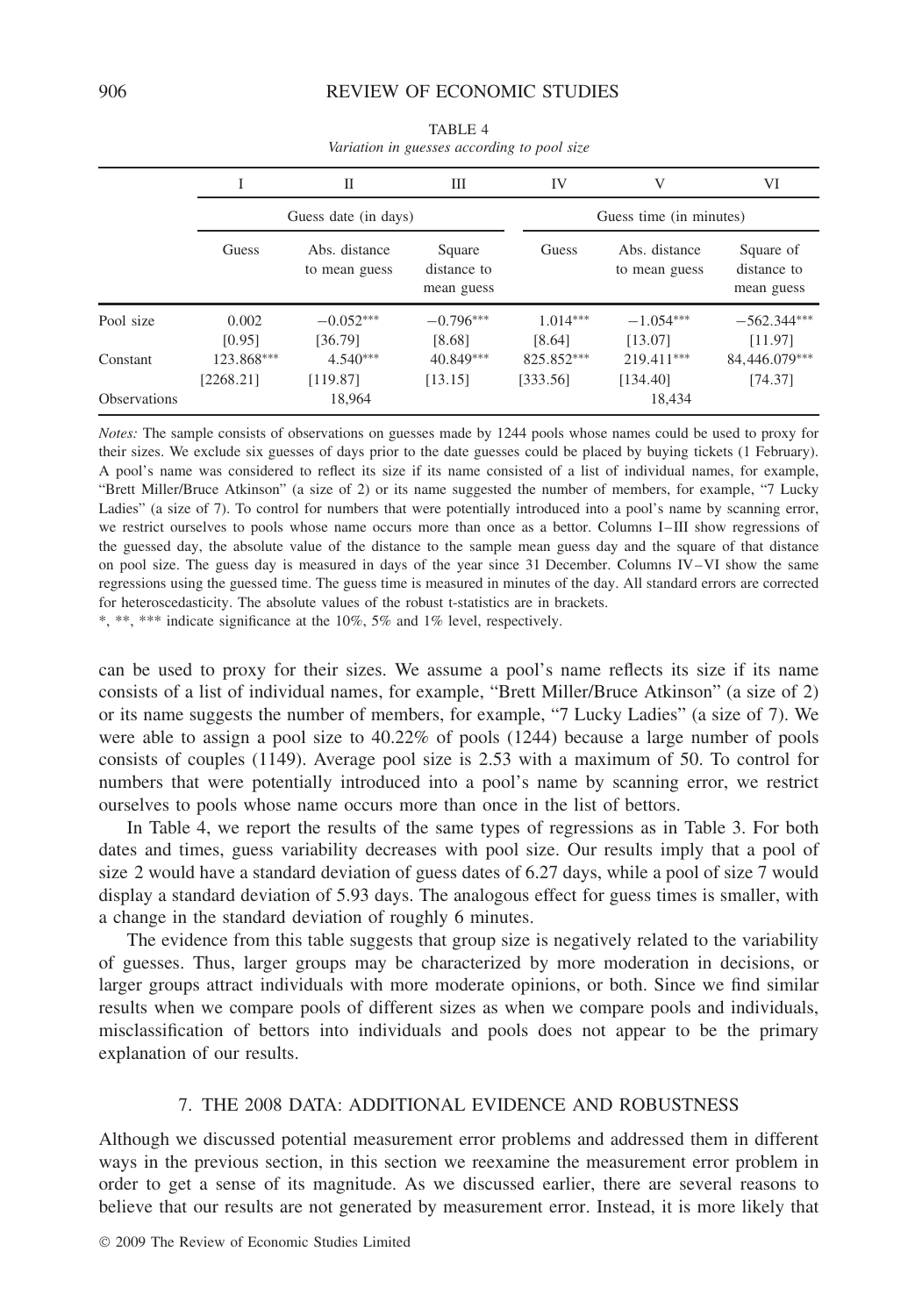TABLE 4

*Variation in guesses according to pool size*

| | I | II | III | IV | V | VI |
|---|---|---|---|---|---|---|
| | Guess date (in days) | | | Guess time (in minutes) | | |
| | Guess | Abs. distance to mean guess | Square distance to mean guess | Guess | Abs. distance to mean guess | Square of distance to mean guess |
| Pool size | 0.002 | −0.052*** | −0.796*** | 1.014*** | −1.054*** | −562.344*** |
| | [0.95] | [36.79] | [8.68] | [8.64] | [13.07] | [11.97] |
| Constant | 123.868*** | 4.540*** | 40.849*** | 825.852*** | 219.411*** | 84,446.079*** |
| | [2268.21] | [119.87] | [13.15] | [333.56] | [134.40] | [74.37] |
| Observations | | 18,964 | | | 18,434 | |

*Notes:* The sample consists of observations on guesses made by 1244 pools whose names could be used to proxy for their sizes. We exclude six guesses of days prior to the date guesses could be placed by buying tickets (1 February). A pool's name was considered to reflect its size if its name consisted of a list of individual names, for example, "Brett Miller/Bruce Atkinson" (a size of 2) or its name suggested the number of members, for example, "7 Lucky Ladies" (a size of 7). To control for numbers that were potentially introduced into a pool's name by scanning error, we restrict ourselves to pools whose name occurs more than once as a bettor. Columns I–III show regressions of the guessed day, the absolute value of the distance to the sample mean guess day and the square of that distance on pool size. The guess day is measured in days of the year since 31 December. Columns IV–VI show the same regressions using the guessed time. The guess time is measured in minutes of the day. All standard errors are corrected for heteroscedasticity. The absolute values of the robust t-statistics are in brackets.

*, **, *** indicate significance at the 10%, 5% and 1% level, respectively.

can be used to proxy for their sizes. We assume a pool's name reflects its size if its name consists of a list of individual names, for example, "Brett Miller/Bruce Atkinson" (a size of 2) or its name suggests the number of members, for example, "7 Lucky Ladies" (a size of 7). We were able to assign a pool size to 40.22% of pools (1244) because a large number of pools consists of couples (1149). Average pool size is 2.53 with a maximum of 50. To control for numbers that were potentially introduced into a pool's name by scanning error, we restrict ourselves to pools whose name occurs more than once in the list of bettors.

In Table 4, we report the results of the same types of regressions as in Table 3. For both dates and times, guess variability decreases with pool size. Our results imply that a pool of size 2 would have a standard deviation of guess dates of 6.27 days, while a pool of size 7 would display a standard deviation of 5.93 days. The analogous effect for guess times is smaller, with a change in the standard deviation of roughly 6 minutes.

The evidence from this table suggests that group size is negatively related to the variability of guesses. Thus, larger groups may be characterized by more moderation in decisions, or larger groups attract individuals with more moderate opinions, or both. Since we find similar results when we compare pools of different sizes as when we compare pools and individuals, misclassification of bettors into individuals and pools does not appear to be the primary explanation of our results.

## 7. THE 2008 DATA: ADDITIONAL EVIDENCE AND ROBUSTNESS

Although we discussed potential measurement error problems and addressed them in different ways in the previous section, in this section we reexamine the measurement error problem in order to get a sense of its magnitude. As we discussed earlier, there are several reasons to believe that our results are not generated by measurement error. Instead, it is more likely that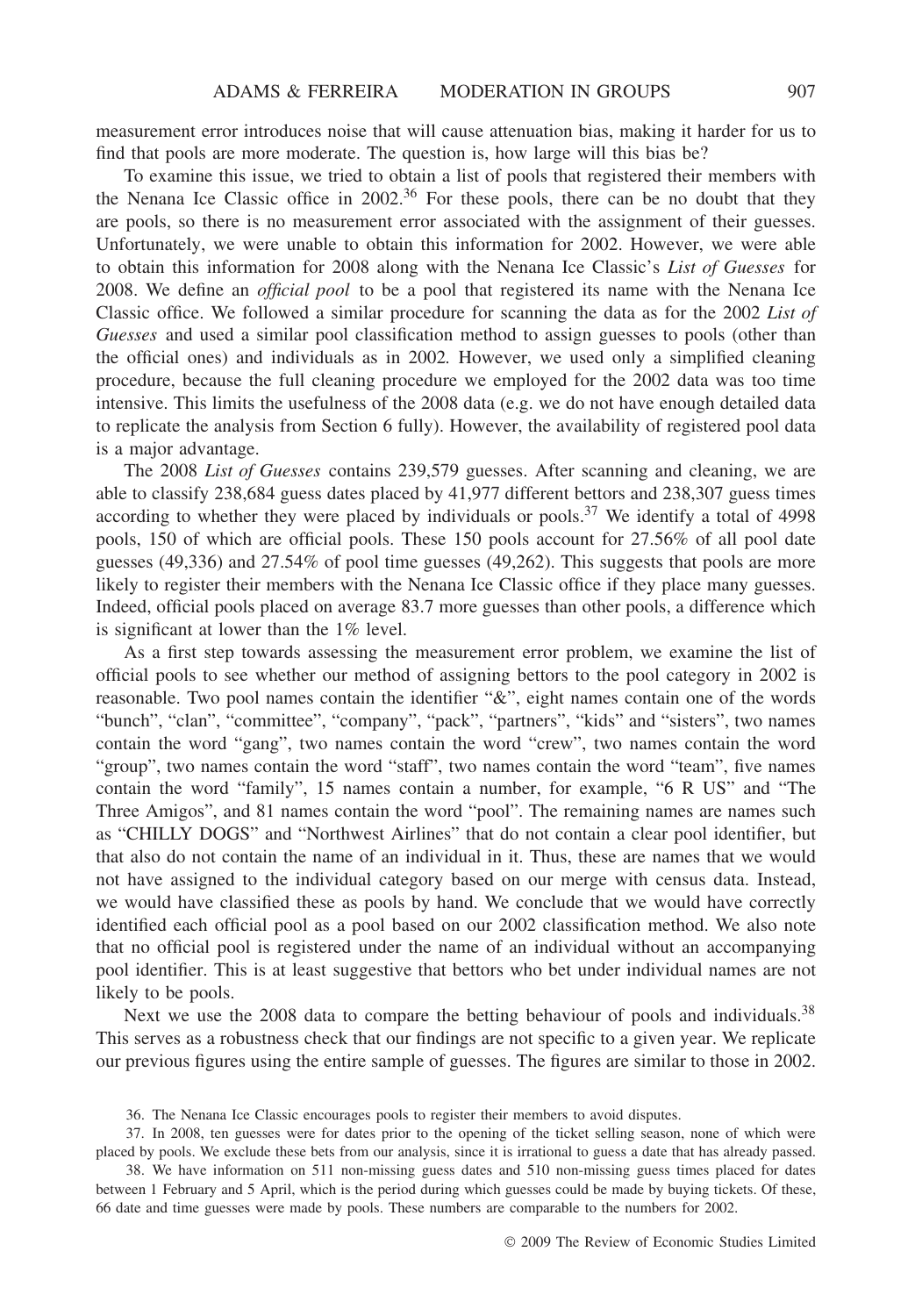measurement error introduces noise that will cause attenuation bias, making it harder for us to find that pools are more moderate. The question is, how large will this bias be?

To examine this issue, we tried to obtain a list of pools that registered their members with the Nenana Ice Classic office in 2002.[36] For these pools, there can be no doubt that they are pools, so there is no measurement error associated with the assignment of their guesses. Unfortunately, we were unable to obtain this information for 2002. However, we were able to obtain this information for 2008 along with the Nenana Ice Classic's *List of Guesses* for 2008. We define an *official pool* to be a pool that registered its name with the Nenana Ice Classic office. We followed a similar procedure for scanning the data as for the 2002 *List of Guesses* and used a similar pool classification method to assign guesses to pools (other than the official ones) and individuals as in 2002. However, we used only a simplified cleaning procedure, because the full cleaning procedure we employed for the 2002 data was too time intensive. This limits the usefulness of the 2008 data (e.g. we do not have enough detailed data to replicate the analysis from Section 6 fully). However, the availability of registered pool data is a major advantage.

The 2008 *List of Guesses* contains 239,579 guesses. After scanning and cleaning, we are able to classify 238,684 guess dates placed by 41,977 different bettors and 238,307 guess times according to whether they were placed by individuals or pools.[37] We identify a total of 4998 pools, 150 of which are official pools. These 150 pools account for 27.56% of all pool date guesses (49,336) and 27.54% of pool time guesses (49,262). This suggests that pools are more likely to register their members with the Nenana Ice Classic office if they place many guesses. Indeed, official pools placed on average 83.7 more guesses than other pools, a difference which is significant at lower than the 1% level.

As a first step towards assessing the measurement error problem, we examine the list of official pools to see whether our method of assigning bettors to the pool category in 2002 is reasonable. Two pool names contain the identifier "&", eight names contain one of the words "bunch", "clan", "committee", "company", "pack", "partners", "kids" and "sisters", two names contain the word "gang", two names contain the word "crew", two names contain the word "group", two names contain the word "staff", two names contain the word "team", five names contain the word "family", 15 names contain a number, for example, "6 R US" and "The Three Amigos", and 81 names contain the word "pool". The remaining names are names such as "CHILLY DOGS" and "Northwest Airlines" that do not contain a clear pool identifier, but that also do not contain the name of an individual in it. Thus, these are names that we would not have assigned to the individual category based on our merge with census data. Instead, we would have classified these as pools by hand. We conclude that we would have correctly identified each official pool as a pool based on our 2002 classification method. We also note that no official pool is registered under the name of an individual without an accompanying pool identifier. This is at least suggestive that bettors who bet under individual names are not likely to be pools.

Next we use the 2008 data to compare the betting behaviour of pools and individuals.[38] This serves as a robustness check that our findings are not specific to a given year. We replicate our previous figures using the entire sample of guesses. The figures are similar to those in 2002.

36. The Nenana Ice Classic encourages pools to register their members to avoid disputes.

37. In 2008, ten guesses were for dates prior to the opening of the ticket selling season, none of which were placed by pools. We exclude these bets from our analysis, since it is irrational to guess a date that has already passed.

38. We have information on 511 non-missing guess dates and 510 non-missing guess times placed for dates between 1 February and 5 April, which is the period during which guesses could be made by buying tickets. Of these, 66 date and time guesses were made by pools. These numbers are comparable to the numbers for 2002.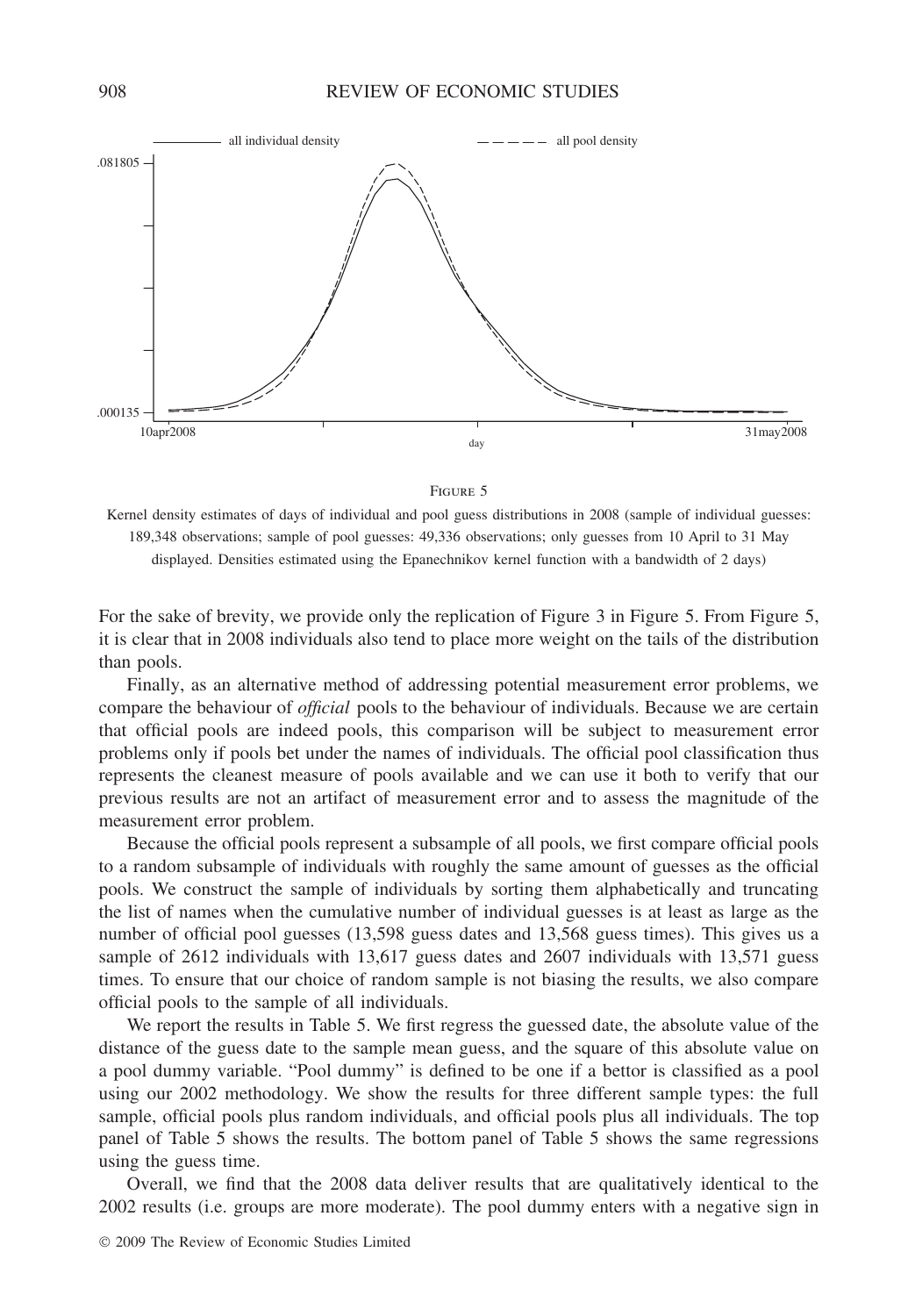FIGURE 5

Kernel density estimates of days of individual and pool guess distributions in 2008 (sample of individual guesses: 189,348 observations; sample of pool guesses: 49,336 observations; only guesses from 10 April to 31 May displayed. Densities estimated using the Epanechnikov kernel function with a bandwidth of 2 days)

For the sake of brevity, we provide only the replication of Figure 3 in Figure 5. From Figure 5, it is clear that in 2008 individuals also tend to place more weight on the tails of the distribution than pools.

Finally, as an alternative method of addressing potential measurement error problems, we compare the behaviour of *official* pools to the behaviour of individuals. Because we are certain that official pools are indeed pools, this comparison will be subject to measurement error problems only if pools bet under the names of individuals. The official pool classification thus represents the cleanest measure of pools available and we can use it both to verify that our previous results are not an artifact of measurement error and to assess the magnitude of the measurement error problem.

Because the official pools represent a subsample of all pools, we first compare official pools to a random subsample of individuals with roughly the same amount of guesses as the official pools. We construct the sample of individuals by sorting them alphabetically and truncating the list of names when the cumulative number of individual guesses is at least as large as the number of official pool guesses (13,598 guess dates and 13,568 guess times). This gives us a sample of 2612 individuals with 13,617 guess dates and 2607 individuals with 13,571 guess times. To ensure that our choice of random sample is not biasing the results, we also compare official pools to the sample of all individuals.

We report the results in Table 5. We first regress the guessed date, the absolute value of the distance of the guess date to the sample mean guess, and the square of this absolute value on a pool dummy variable. "Pool dummy" is defined to be one if a bettor is classified as a pool using our 2002 methodology. We show the results for three different sample types: the full sample, official pools plus random individuals, and official pools plus all individuals. The top panel of Table 5 shows the results. The bottom panel of Table 5 shows the same regressions using the guess time.

Overall, we find that the 2008 data deliver results that are qualitatively identical to the 2002 results (i.e. groups are more moderate). The pool dummy enters with a negative sign in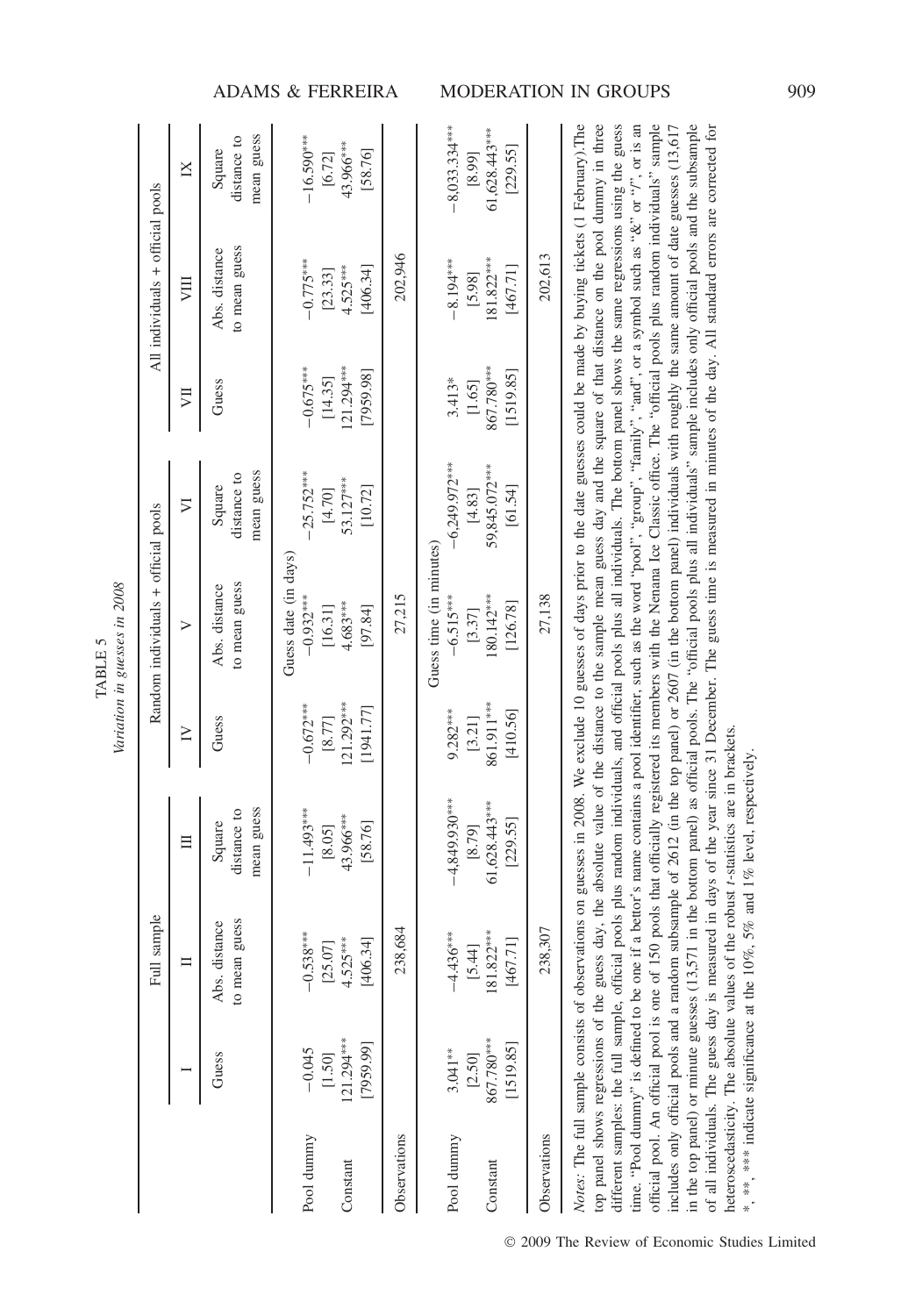TABLE 5

*Variation in guesses in 2008*

| | Full sample | | | Random individuals + official pools | | | All individuals + official pools | | |
|---|---|---|---|---|---|---|---|---|---|
| | I | II | III | IV | V | VI | VII | VIII | IX |
| | Guess | Abs. distance to mean guess | Square distance to mean guess | Guess | Abs. distance to mean guess | Square distance to mean guess | Guess | Abs. distance to mean guess | Square distance to mean guess |
| | | | | | Guess date (in days) | | | | |
| Pool dummy | −0.045 | −0.538*** | −11.493*** | −0.672*** | −0.932*** | −25.752*** | −0.675*** | −0.775*** | −16.590*** |
| | [1.50] | [25.07] | [8.05] | [8.77] | [16.31] | [4.70] | [14.35] | [23.33] | [6.72] |
| Constant | 121.294*** | 4.525*** | 43.966*** | 121.292*** | 4.683*** | 53.127*** | 121.294*** | 4.525*** | 43.966*** |
| | [7959.99] | [406.34] | [58.76] | [1941.77] | [97.84] | [10.72] | [7959.98] | [406.34] | [58.76] |
| Observations | | 238,684 | | | 27,215 | | | 202,946 | |
| | | | | | Guess time (in minutes) | | | | |
| Pool dummy | 3.041** | −4.436*** | −4,849.930*** | 9.282*** | −6.515*** | −6,249.972*** | 3.413* | −8.194*** | −8,033.334*** |
| | [2.50] | [5.44] | [8.79] | [3.21] | [3.37] | [4.83] | [1.65] | [5.98] | [8.99] |
| Constant | 867.780*** | 181.822*** | 61,628.443*** | 861.911*** | 180.142*** | 59,845.072*** | 867.780*** | 181.822*** | 61,628.443*** |
| | [1519.85] | [467.71] | [229.55] | [410.56] | [126.78] | [61.54] | [1519.85] | [467.71] | [229.55] |
| Observations | | 238,307 | | | 27,138 | | | 202,613 | |

*Notes*: The full sample consists of observations on guesses in 2008. We exclude 10 guesses of days prior to the date guesses could be made by buying tickets (1 February). The top panel shows regressions of the guess day, the absolute value of the distance to the sample mean guess day and the square of that distance on the pool dummy in three different samples: the full sample, official pools plus random individuals, and official pools plus all individuals. The bottom panel shows the same regressions using the guess time. "Pool dummy" is defined to be one if a bettor's name contains a pool identifier, such as the word "pool", "group", "family", "and", or a symbol such as "&" or "/", or is an official pool. An official pool is one of 150 pools that officially registered its members with the Nenana Ice Classic office. The "official pools plus random individuals" sample includes only official pools and a random subsample of 2612 (in the top panel) or 2607 (in the bottom panel) individuals with roughly the same amount of date guesses (13,617 in the top panel) or minute guesses (13,571 in the bottom panel) as official pools. The "official pools plus all individuals" sample includes only official pools and the subsample of all individuals. The guess day is measured in days of the year since 31 December. The guess time is measured in minutes of the day. All standard errors are corrected for heteroscedasticity. The absolute values of the robust *t*-statistics are in brackets.

*, **, *** indicate significance at the 10%, 5% and 1% level, respectively.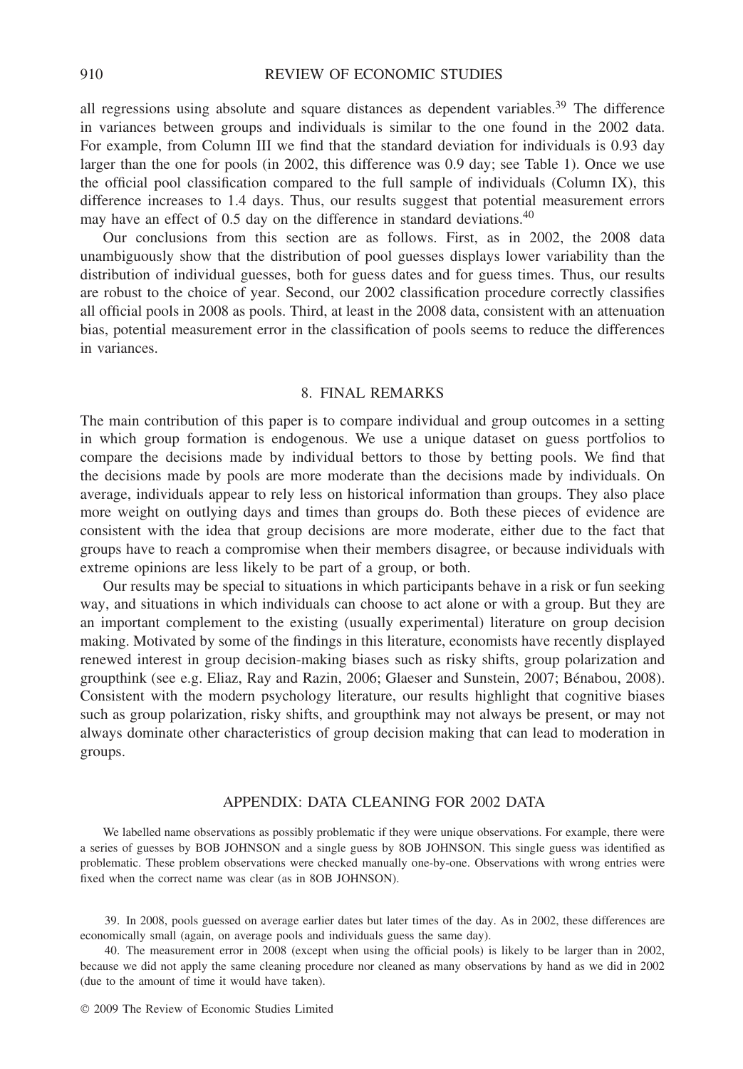all regressions using absolute and square distances as dependent variables.[39] The difference in variances between groups and individuals is similar to the one found in the 2002 data. For example, from Column III we find that the standard deviation for individuals is 0.93 day larger than the one for pools (in 2002, this difference was 0.9 day; see Table 1). Once we use the official pool classification compared to the full sample of individuals (Column IX), this difference increases to 1.4 days. Thus, our results suggest that potential measurement errors may have an effect of 0.5 day on the difference in standard deviations.[40]

Our conclusions from this section are as follows. First, as in 2002, the 2008 data unambiguously show that the distribution of pool guesses displays lower variability than the distribution of individual guesses, both for guess dates and for guess times. Thus, our results are robust to the choice of year. Second, our 2002 classification procedure correctly classifies all official pools in 2008 as pools. Third, at least in the 2008 data, consistent with an attenuation bias, potential measurement error in the classification of pools seems to reduce the differences in variances.

## 8. FINAL REMARKS

The main contribution of this paper is to compare individual and group outcomes in a setting in which group formation is endogenous. We use a unique dataset on guess portfolios to compare the decisions made by individual bettors to those by betting pools. We find that the decisions made by pools are more moderate than the decisions made by individuals. On average, individuals appear to rely less on historical information than groups. They also place more weight on outlying days and times than groups do. Both these pieces of evidence are consistent with the idea that group decisions are more moderate, either due to the fact that groups have to reach a compromise when their members disagree, or because individuals with extreme opinions are less likely to be part of a group, or both.

Our results may be special to situations in which participants behave in a risk or fun seeking way, and situations in which individuals can choose to act alone or with a group. But they are an important complement to the existing (usually experimental) literature on group decision making. Motivated by some of the findings in this literature, economists have recently displayed renewed interest in group decision-making biases such as risky shifts, group polarization and groupthink (see e.g. Eliaz, Ray and Razin, 2006; Glaeser and Sunstein, 2007; Bénabou, 2008). Consistent with the modern psychology literature, our results highlight that cognitive biases such as group polarization, risky shifts, and groupthink may not always be present, or may not always dominate other characteristics of group decision making that can lead to moderation in groups.

## APPENDIX: DATA CLEANING FOR 2002 DATA

We labelled name observations as possibly problematic if they were unique observations. For example, there were a series of guesses by BOB JOHNSON and a single guess by 8OB JOHNSON. This single guess was identified as problematic. These problem observations were checked manually one-by-one. Observations with wrong entries were fixed when the correct name was clear (as in 8OB JOHNSON).

39. In 2008, pools guessed on average earlier dates but later times of the day. As in 2002, these differences are economically small (again, on average pools and individuals guess the same day).

40. The measurement error in 2008 (except when using the official pools) is likely to be larger than in 2002, because we did not apply the same cleaning procedure nor cleaned as many observations by hand as we did in 2002 (due to the amount of time it would have taken).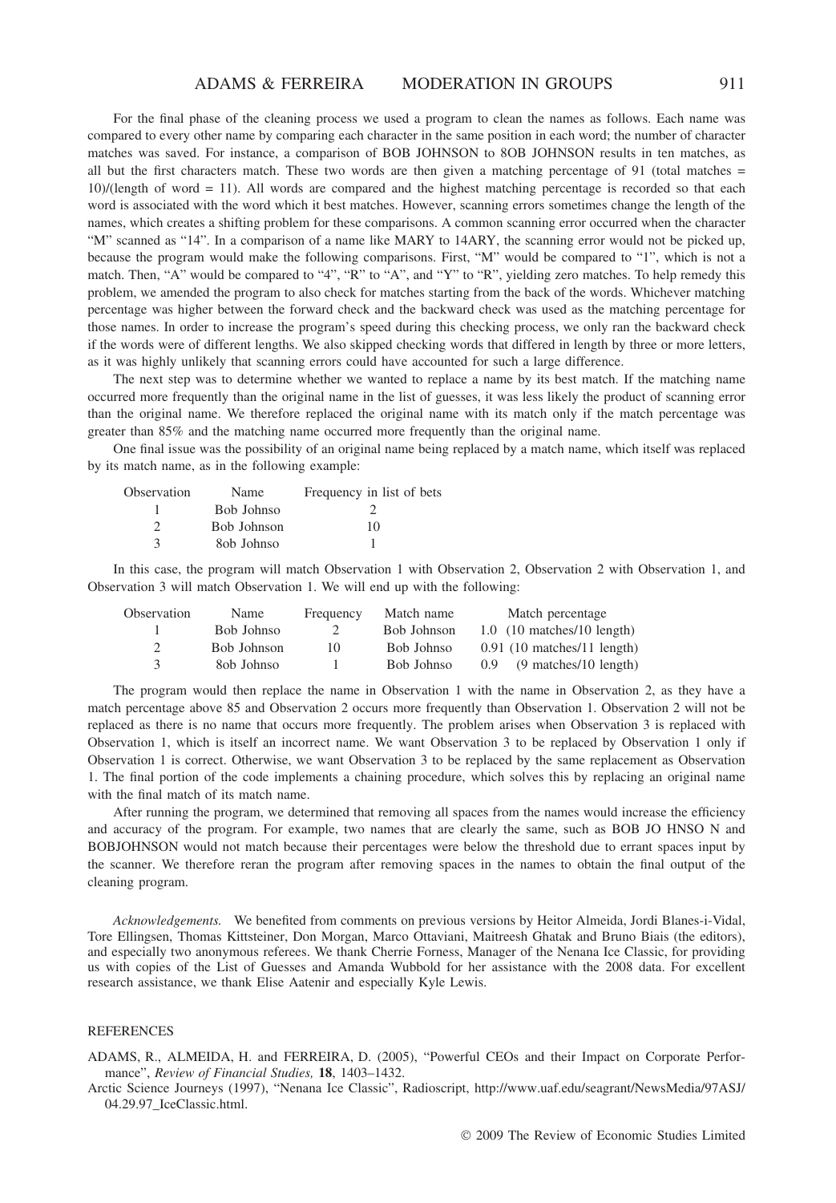For the final phase of the cleaning process we used a program to clean the names as follows. Each name was compared to every other name by comparing each character in the same position in each word; the number of character matches was saved. For instance, a comparison of BOB JOHNSON to 8OB JOHNSON results in ten matches, as all but the first characters match. These two words are then given a matching percentage of 91 (total matches = 10)/(length of word = 11). All words are compared and the highest matching percentage is recorded so that each word is associated with the word which it best matches. However, scanning errors sometimes change the length of the names, which creates a shifting problem for these comparisons. A common scanning error occurred when the character "M" scanned as "14". In a comparison of a name like MARY to 14ARY, the scanning error would not be picked up, because the program would make the following comparisons. First, "M" would be compared to "1", which is not a match. Then, "A" would be compared to "4", "R" to "A", and "Y" to "R", yielding zero matches. To help remedy this problem, we amended the program to also check for matches starting from the back of the words. Whichever matching percentage was higher between the forward check and the backward check was used as the matching percentage for those names. In order to increase the program's speed during this checking process, we only ran the backward check if the words were of different lengths. We also skipped checking words that differed in length by three or more letters, as it was highly unlikely that scanning errors could have accounted for such a large difference.

The next step was to determine whether we wanted to replace a name by its best match. If the matching name occurred more frequently than the original name in the list of guesses, it was less likely the product of scanning error than the original name. We therefore replaced the original name with its match only if the match percentage was greater than 85% and the matching name occurred more frequently than the original name.

One final issue was the possibility of an original name being replaced by a match name, which itself was replaced by its match name, as in the following example:

| Observation | Name | Frequency in list of bets |
|---|---|---|
| 1 | Bob Johnso | 2 |
| 2 | Bob Johnson | 10 |
| 3 | 8ob Johnso | 1 |

In this case, the program will match Observation 1 with Observation 2, Observation 2 with Observation 1, and Observation 3 will match Observation 1. We will end up with the following:

| Observation | Name | Frequency | Match name | Match percentage |
|---|---|---|---|---|
| 1 | Bob Johnso | 2 | Bob Johnson | 1.0 (10 matches/10 length) |
| 2 | Bob Johnson | 10 | Bob Johnso | 0.91 (10 matches/11 length) |
| 3 | 8ob Johnso | 1 | Bob Johnso | 0.9 (9 matches/10 length) |

The program would then replace the name in Observation 1 with the name in Observation 2, as they have a match percentage above 85 and Observation 2 occurs more frequently than Observation 1. Observation 2 will not be replaced as there is no name that occurs more frequently. The problem arises when Observation 3 is replaced with Observation 1, which is itself an incorrect name. We want Observation 3 to be replaced by Observation 1 only if Observation 1 is correct. Otherwise, we want Observation 3 to be replaced by the same replacement as Observation 1. The final portion of the code implements a chaining procedure, which solves this by replacing an original name with the final match of its match name.

After running the program, we determined that removing all spaces from the names would increase the efficiency and accuracy of the program. For example, two names that are clearly the same, such as BOB JO HNSO N and BOBJOHNSON would not match because their percentages were below the threshold due to errant spaces input by the scanner. We therefore reran the program after removing spaces in the names to obtain the final output of the cleaning program.

*Acknowledgements.* We benefited from comments on previous versions by Heitor Almeida, Jordi Blanes-i-Vidal, Tore Ellingsen, Thomas Kittsteiner, Don Morgan, Marco Ottaviani, Maitreesh Ghatak and Bruno Biais (the editors), and especially two anonymous referees. We thank Cherrie Forness, Manager of the Nenana Ice Classic, for providing us with copies of the List of Guesses and Amanda Wubbold for her assistance with the 2008 data. For excellent research assistance, we thank Elise Aatenir and especially Kyle Lewis.

## REFERENCES

ADAMS, R., ALMEIDA, H. and FERREIRA, D. (2005), "Powerful CEOs and their Impact on Corporate Performance", *Review of Financial Studies,* **18**, 1403–1432.

Arctic Science Journeys (1997), "Nenana Ice Classic", Radioscript, http://www.uaf.edu/seagrant/NewsMedia/97ASJ/04.29.97_IceClassic.html.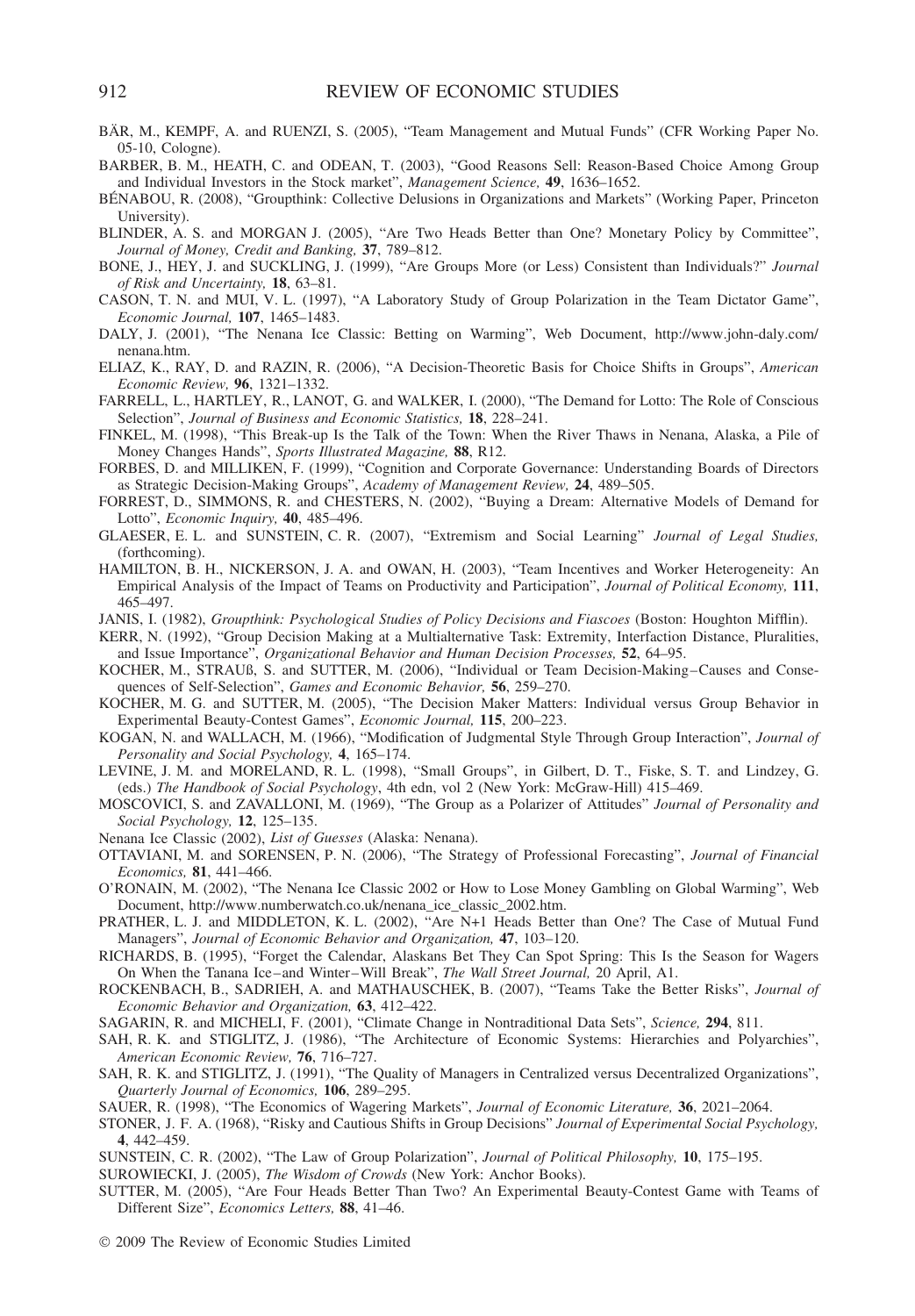BÄR, M., KEMPF, A. and RUENZI, S. (2005), "Team Management and Mutual Funds" (CFR Working Paper No. 05-10, Cologne).

BARBER, B. M., HEATH, C. and ODEAN, T. (2003), "Good Reasons Sell: Reason-Based Choice Among Group and Individual Investors in the Stock market", *Management Science,* **49**, 1636–1652.

BÉNABOU, R. (2008), "Groupthink: Collective Delusions in Organizations and Markets" (Working Paper, Princeton University).

BLINDER, A. S. and MORGAN J. (2005), "Are Two Heads Better than One? Monetary Policy by Committee", *Journal of Money, Credit and Banking,* **37**, 789–812.

BONE, J., HEY, J. and SUCKLING, J. (1999), "Are Groups More (or Less) Consistent than Individuals?" *Journal of Risk and Uncertainty,* **18**, 63–81.

CASON, T. N. and MUI, V. L. (1997), "A Laboratory Study of Group Polarization in the Team Dictator Game", *Economic Journal,* **107**, 1465–1483.

DALY, J. (2001), "The Nenana Ice Classic: Betting on Warming", Web Document, http://www.john-daly.com/nenana.htm.

ELIAZ, K., RAY, D. and RAZIN, R. (2006), "A Decision-Theoretic Basis for Choice Shifts in Groups", *American Economic Review,* **96**, 1321–1332.

FARRELL, L., HARTLEY, R., LANOT, G. and WALKER, I. (2000), "The Demand for Lotto: The Role of Conscious Selection", *Journal of Business and Economic Statistics,* **18**, 228–241.

FINKEL, M. (1998), "This Break-up Is the Talk of the Town: When the River Thaws in Nenana, Alaska, a Pile of Money Changes Hands", *Sports Illustrated Magazine,* **88**, R12.

FORBES, D. and MILLIKEN, F. (1999), "Cognition and Corporate Governance: Understanding Boards of Directors as Strategic Decision-Making Groups", *Academy of Management Review,* **24**, 489–505.

FORREST, D., SIMMONS, R. and CHESTERS, N. (2002), "Buying a Dream: Alternative Models of Demand for Lotto", *Economic Inquiry,* **40**, 485–496.

GLAESER, E. L. and SUNSTEIN, C. R. (2007), "Extremism and Social Learning" *Journal of Legal Studies,* (forthcoming).

HAMILTON, B. H., NICKERSON, J. A. and OWAN, H. (2003), "Team Incentives and Worker Heterogeneity: An Empirical Analysis of the Impact of Teams on Productivity and Participation", *Journal of Political Economy,* **111**, 465–497.

JANIS, I. (1982), *Groupthink: Psychological Studies of Policy Decisions and Fiascoes* (Boston: Houghton Mifflin).

KERR, N. (1992), "Group Decision Making at a Multialternative Task: Extremity, Interfaction Distance, Pluralities, and Issue Importance", *Organizational Behavior and Human Decision Processes,* **52**, 64–95.

KOCHER, M., STRAUß, S. and SUTTER, M. (2006), "Individual or Team Decision-Making–Causes and Consequences of Self-Selection", *Games and Economic Behavior,* **56**, 259–270.

KOCHER, M. G. and SUTTER, M. (2005), "The Decision Maker Matters: Individual versus Group Behavior in Experimental Beauty-Contest Games", *Economic Journal,* **115**, 200–223.

KOGAN, N. and WALLACH, M. (1966), "Modification of Judgmental Style Through Group Interaction", *Journal of Personality and Social Psychology,* **4**, 165–174.

LEVINE, J. M. and MORELAND, R. L. (1998), "Small Groups", in Gilbert, D. T., Fiske, S. T. and Lindzey, G. (eds.) *The Handbook of Social Psychology*, 4th edn, vol 2 (New York: McGraw-Hill) 415–469.

MOSCOVICI, S. and ZAVALLONI, M. (1969), "The Group as a Polarizer of Attitudes" *Journal of Personality and Social Psychology,* **12**, 125–135.

Nenana Ice Classic (2002), *List of Guesses* (Alaska: Nenana).

OTTAVIANI, M. and SORENSEN, P. N. (2006), "The Strategy of Professional Forecasting", *Journal of Financial Economics,* **81**, 441–466.

O'RONAIN, M. (2002), "The Nenana Ice Classic 2002 or How to Lose Money Gambling on Global Warming", Web Document, http://www.numberwatch.co.uk/nenana_ice_classic_2002.htm.

PRATHER, L. J. and MIDDLETON, K. L. (2002), "Are N+1 Heads Better than One? The Case of Mutual Fund Managers", *Journal of Economic Behavior and Organization,* **47**, 103–120.

RICHARDS, B. (1995), "Forget the Calendar, Alaskans Bet They Can Spot Spring: This Is the Season for Wagers On When the Tanana Ice–and Winter–Will Break", *The Wall Street Journal,* 20 April, A1.

ROCKENBACH, B., SADRIEH, A. and MATHAUSCHEK, B. (2007), "Teams Take the Better Risks", *Journal of Economic Behavior and Organization,* **63**, 412–422.

SAGARIN, R. and MICHELI, F. (2001), "Climate Change in Nontraditional Data Sets", *Science,* **294**, 811.

SAH, R. K. and STIGLITZ, J. (1986), "The Architecture of Economic Systems: Hierarchies and Polyarchies", *American Economic Review,* **76**, 716–727.

SAH, R. K. and STIGLITZ, J. (1991), "The Quality of Managers in Centralized versus Decentralized Organizations", *Quarterly Journal of Economics,* **106**, 289–295.

SAUER, R. (1998), "The Economics of Wagering Markets", *Journal of Economic Literature,* **36**, 2021–2064.

STONER, J. F. A. (1968), "Risky and Cautious Shifts in Group Decisions" *Journal of Experimental Social Psychology,* **4**, 442–459.

SUNSTEIN, C. R. (2002), "The Law of Group Polarization", *Journal of Political Philosophy,* **10**, 175–195.

SUROWIECKI, J. (2005), *The Wisdom of Crowds* (New York: Anchor Books).

SUTTER, M. (2005), "Are Four Heads Better Than Two? An Experimental Beauty-Contest Game with Teams of Different Size", *Economics Letters,* **88**, 41–46.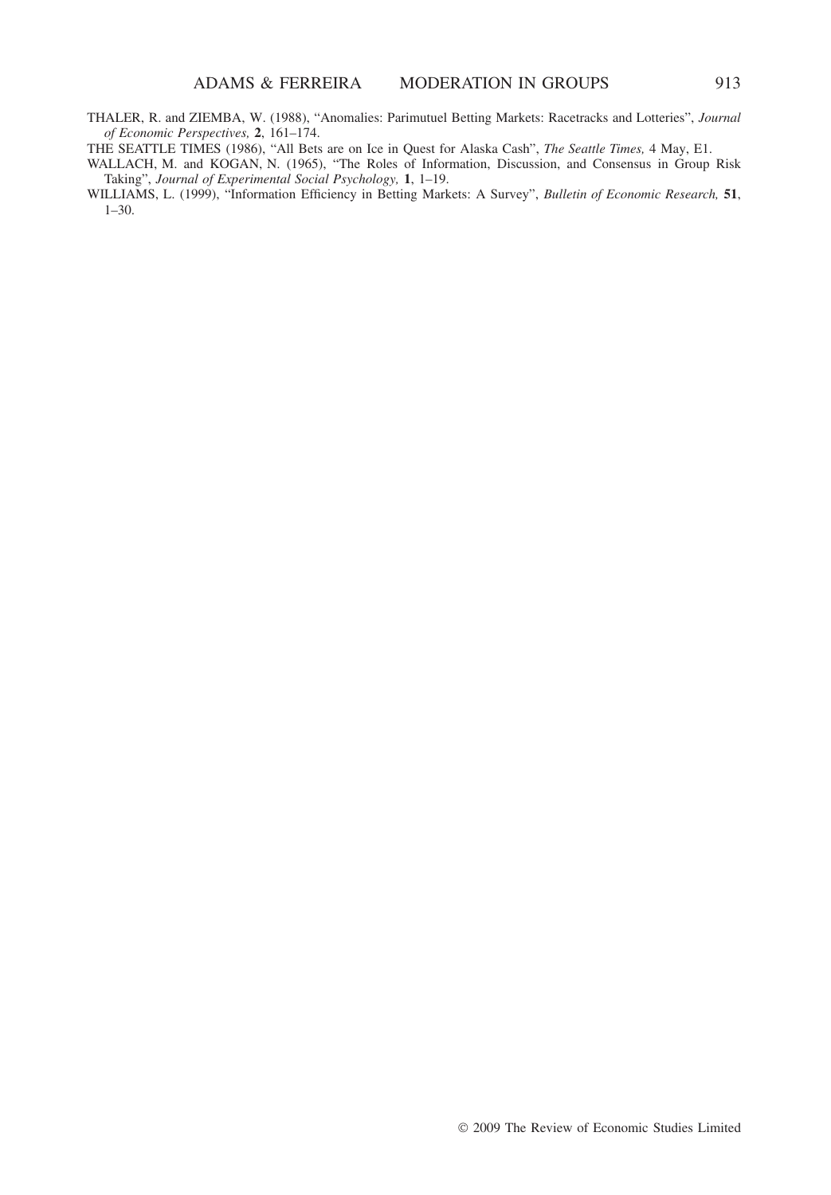THALER, R. and ZIEMBA, W. (1988), "Anomalies: Parimutuel Betting Markets: Racetracks and Lotteries", *Journal of Economic Perspectives,* **2**, 161–174.

THE SEATTLE TIMES (1986), "All Bets are on Ice in Quest for Alaska Cash", *The Seattle Times,* 4 May, E1.

WALLACH, M. and KOGAN, N. (1965), "The Roles of Information, Discussion, and Consensus in Group Risk Taking", *Journal of Experimental Social Psychology,* **1**, 1–19.

WILLIAMS, L. (1999), "Information Efficiency in Betting Markets: A Survey", *Bulletin of Economic Research,* **51**, 1–30.

© 2009 The Review of Economic Studies Limited